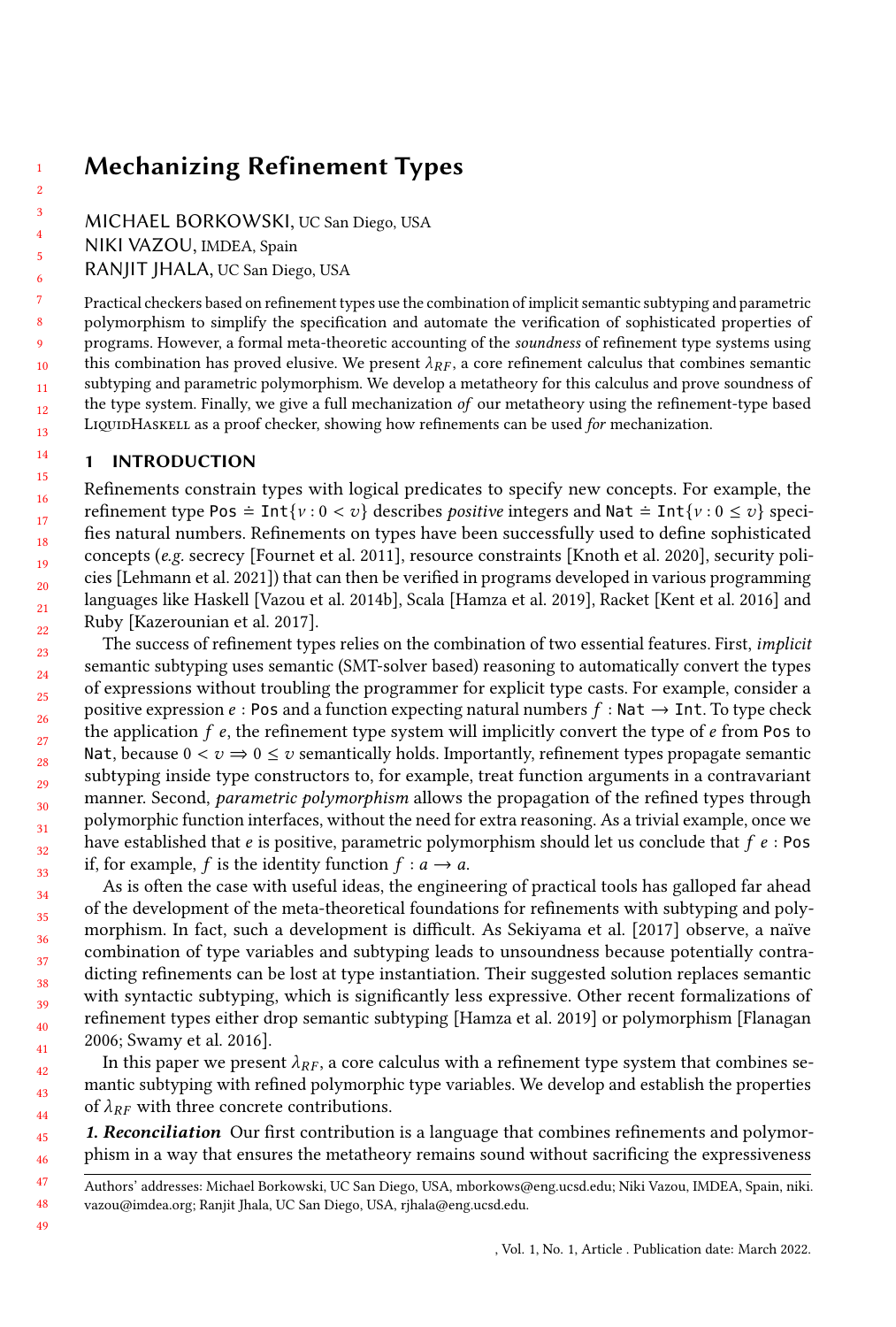# Mechanizing Refinement Types

MICHAEL BORKOWSKI, UC San Diego, USA

NIKI VAZOU, IMDEA, Spain

RANJIT JHALA, UC San Diego, USA

Practical checkers based on refinement types use the combination of implicit semantic subtyping and parametric polymorphism to simplify the specification and automate the verification of sophisticated properties of programs. However, a formal meta-theoretic accounting of the *soundness* of refinement type systems using this combination has proved elusive. We present $\lambda_{RF}$, a core refinement calculus that combines semantic subtyping and parametric polymorphism. We develop a metatheory for this calculus and prove soundness of the type system. Finally, we give a full mechanization *of* our metatheory using the refinement-type based LiquidHaskell as a proof checker, showing how refinements can be used *for* mechanization.

## 1 INTRODUCTION

Refinements constrain types with logical predicates to specify new concepts. For example, the refinement type $\texttt{Pos} \doteq \texttt{Int}\{v : 0 < v\}$ describes *positive* integers and $\texttt{Nat} \doteq \texttt{Int}\{v : 0 \leq v\}$ specifies natural numbers. Refinements on types have been successfully used to define sophisticated concepts (*e.g.* secrecy [Fournet et al. 2011], resource constraints [Knoth et al. 2020], security policies [Lehmann et al. 2021]) that can then be verified in programs developed in various programming languages like Haskell [Vazou et al. 2014b], Scala [Hamza et al. 2019], Racket [Kent et al. 2016] and Ruby [Kazerounian et al. 2017].

The success of refinement types relies on the combination of two essential features. First, *implicit* semantic subtyping uses semantic (SMT-solver based) reasoning to automatically convert the types of expressions without troubling the programmer for explicit type casts. For example, consider a positive expression $e : \texttt{Pos}$ and a function expecting natural numbers $f : \texttt{Nat} \rightarrow \texttt{Int}$. To type check the application $f\ e$, the refinement type system will implicitly convert the type of $e$ from Pos to Nat, because $0 < v \Rightarrow 0 \leq v$ semantically holds. Importantly, refinement types propagate semantic subtyping inside type constructors to, for example, treat function arguments in a contravariant manner. Second, *parametric polymorphism* allows the propagation of the refined types through polymorphic function interfaces, without the need for extra reasoning. As a trivial example, once we have established that $e$ is positive, parametric polymorphism should let us conclude that $f\ e : \texttt{Pos}$ if, for example, $f$ is the identity function $f : a \rightarrow a$.

As is often the case with useful ideas, the engineering of practical tools has galloped far ahead of the development of the meta-theoretical foundations for refinements with subtyping and polymorphism. In fact, such a development is difficult. As Sekiyama et al. [2017] observe, a naïve combination of type variables and subtyping leads to unsoundness because potentially contradicting refinements can be lost at type instantiation. Their suggested solution replaces semantic with syntactic subtyping, which is significantly less expressive. Other recent formalizations of refinement types either drop semantic subtyping [Hamza et al. 2019] or polymorphism [Flanagan 2006; Swamy et al. 2016].

In this paper we present $\lambda_{RF}$, a core calculus with a refinement type system that combines semantic subtyping with refined polymorphic type variables. We develop and establish the properties of $\lambda_{RF}$ with three concrete contributions.

***1. Reconciliation*** Our first contribution is a language that combines refinements and polymorphism in a way that ensures the metatheory remains sound without sacrificing the expressiveness

Authors' addresses: Michael Borkowski, UC San Diego, USA, mborkows@eng.ucsd.edu; Niki Vazou, IMDEA, Spain, niki.vazou@imdea.org; Ranjit Jhala, UC San Diego, USA, rjhala@eng.ucsd.edu.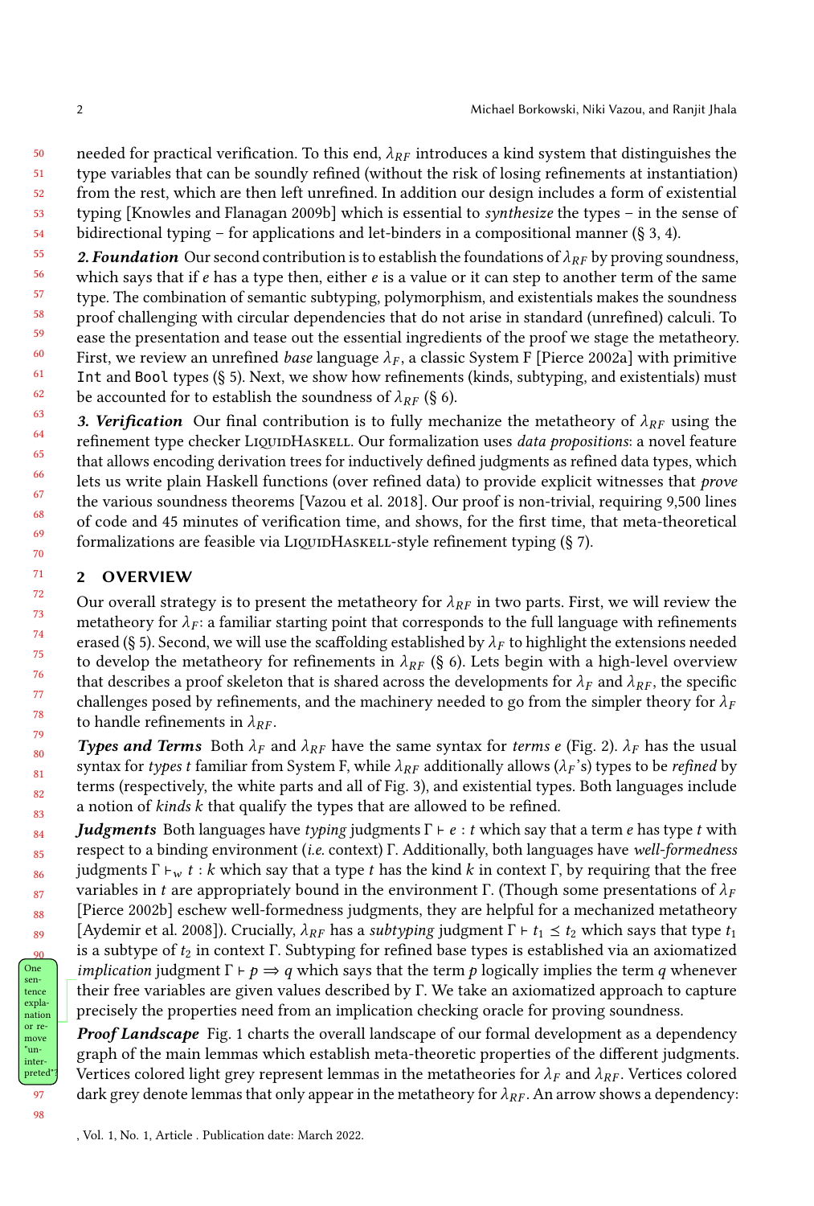needed for practical verification. To this end, $\lambda_{RF}$ introduces a kind system that distinguishes the type variables that can be soundly refined (without the risk of losing refinements at instantiation) from the rest, which are then left unrefined. In addition our design includes a form of existential typing [Knowles and Flanagan 2009b] which is essential to *synthesize* the types – in the sense of bidirectional typing – for applications and let-binders in a compositional manner (§ 3, 4).

***2. Foundation*** Our second contribution is to establish the foundations of $\lambda_{RF}$ by proving soundness, which says that if $e$ has a type then, either $e$ is a value or it can step to another term of the same type. The combination of semantic subtyping, polymorphism, and existentials makes the soundness proof challenging with circular dependencies that do not arise in standard (unrefined) calculi. To ease the presentation and tease out the essential ingredients of the proof we stage the metatheory. First, we review an unrefined *base* language $\lambda_F$, a classic System F [Pierce 2002a] with primitive `Int` and `Bool` types (§ 5). Next, we show how refinements (kinds, subtyping, and existentials) must be accounted for to establish the soundness of $\lambda_{RF}$ (§ 6).

***3. Verification*** Our final contribution is to fully mechanize the metatheory of $\lambda_{RF}$ using the refinement type checker LiquidHaskell. Our formalization uses *data propositions*: a novel feature that allows encoding derivation trees for inductively defined judgments as refined data types, which lets us write plain Haskell functions (over refined data) to provide explicit witnesses that *prove* the various soundness theorems [Vazou et al. 2018]. Our proof is non-trivial, requiring 9,500 lines of code and 45 minutes of verification time, and shows, for the first time, that meta-theoretical formalizations are feasible via LiquidHaskell-style refinement typing (§ 7).

## 2 OVERVIEW

Our overall strategy is to present the metatheory for $\lambda_{RF}$ in two parts. First, we will review the metatheory for $\lambda_F$: a familiar starting point that corresponds to the full language with refinements erased (§ 5). Second, we will use the scaffolding established by $\lambda_F$ to highlight the extensions needed to develop the metatheory for refinements in $\lambda_{RF}$ (§ 6). Lets begin with a high-level overview that describes a proof skeleton that is shared across the developments for $\lambda_F$ and $\lambda_{RF}$, the specific challenges posed by refinements, and the machinery needed to go from the simpler theory for $\lambda_F$ to handle refinements in $\lambda_{RF}$.

***Types and Terms*** Both $\lambda_F$ and $\lambda_{RF}$ have the same syntax for *terms* $e$ (Fig. 2). $\lambda_F$ has the usual syntax for *types* $t$ familiar from System F, while $\lambda_{RF}$ additionally allows ($\lambda_F$'s) types to be *refined* by terms (respectively, the white parts and all of Fig. 3), and existential types. Both languages include a notion of *kinds* $k$ that qualify the types that are allowed to be refined.

***Judgments*** Both languages have *typing* judgments $\Gamma \vdash e : t$ which say that a term $e$ has type $t$ with respect to a binding environment (*i.e.* context) $\Gamma$. Additionally, both languages have *well-formedness* judgments $\Gamma \vdash_w t : k$ which say that a type $t$ has the kind $k$ in context $\Gamma$, by requiring that the free variables in $t$ are appropriately bound in the environment $\Gamma$. (Though some presentations of $\lambda_F$ [Pierce 2002b] eschew well-formedness judgments, they are helpful for a mechanized metatheory [Aydemir et al. 2008]). Crucially, $\lambda_{RF}$ has a *subtyping* judgment $\Gamma \vdash t_1 \preceq t_2$ which says that type $t_1$ is a subtype of $t_2$ in context $\Gamma$. Subtyping for refined base types is established via an axiomatized *implication* judgment $\Gamma \vdash p \Rightarrow q$ which says that the term $p$ logically implies the term $q$ whenever their free variables are given values described by $\Gamma$. We take an axiomatized approach to capture precisely the properties need from an implication checking oracle for proving soundness.

One sentence explanation or remove "uninterpreted"?

***Proof Landscape*** Fig. 1 charts the overall landscape of our formal development as a dependency graph of the main lemmas which establish meta-theoretic properties of the different judgments. Vertices colored light grey represent lemmas in the metatheories for $\lambda_F$ and $\lambda_{RF}$. Vertices colored dark grey denote lemmas that only appear in the metatheory for $\lambda_{RF}$. An arrow shows a dependency: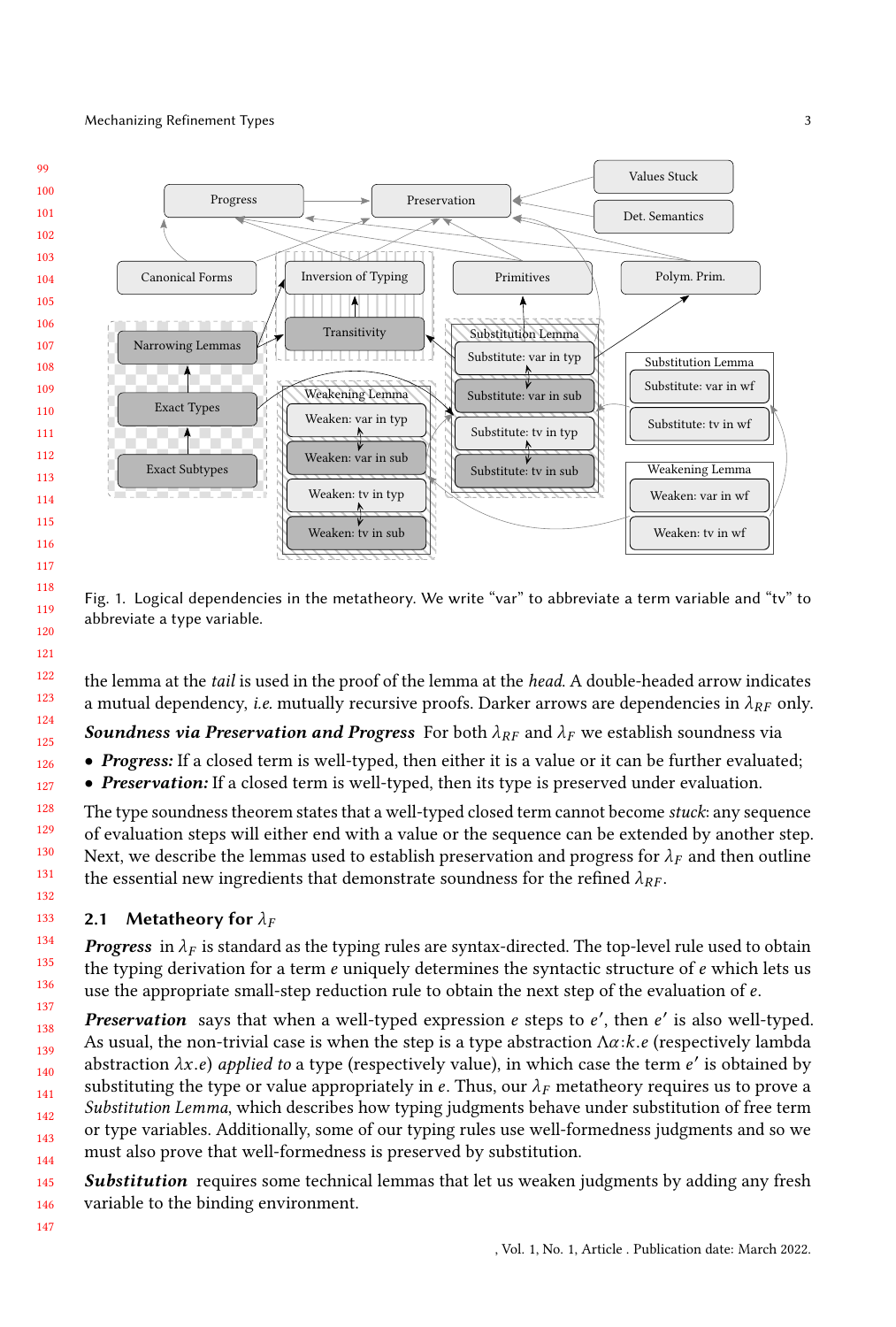Fig. 1. Logical dependencies in the metatheory. We write "var" to abbreviate a term variable and "tv" to abbreviate a type variable.

the lemma at the *tail* is used in the proof of the lemma at the *head*. A double-headed arrow indicates a mutual dependency, *i.e.* mutually recursive proofs. Darker arrows are dependencies in $\lambda_{RF}$ only.

***Soundness via Preservation and Progress*** For both $\lambda_{RF}$ and $\lambda_F$ we establish soundness via

- ***Progress:*** If a closed term is well-typed, then either it is a value or it can be further evaluated;
- ***Preservation:*** If a closed term is well-typed, then its type is preserved under evaluation.

The type soundness theorem states that a well-typed closed term cannot become *stuck*: any sequence of evaluation steps will either end with a value or the sequence can be extended by another step. Next, we describe the lemmas used to establish preservation and progress for $\lambda_F$ and then outline the essential new ingredients that demonstrate soundness for the refined $\lambda_{RF}$.

## 2.1 Metatheory for $\lambda_F$

***Progress*** in $\lambda_F$ is standard as the typing rules are syntax-directed. The top-level rule used to obtain the typing derivation for a term $e$ uniquely determines the syntactic structure of $e$ which lets us use the appropriate small-step reduction rule to obtain the next step of the evaluation of $e$.

***Preservation*** says that when a well-typed expression $e$ steps to $e'$, then $e'$ is also well-typed. As usual, the non-trivial case is when the step is a type abstraction $\Lambda\alpha{:}k.e$ (respectively lambda abstraction $\lambda x.e$) *applied to* a type (respectively value), in which case the term $e'$ is obtained by substituting the type or value appropriately in $e$. Thus, our $\lambda_F$ metatheory requires us to prove a *Substitution Lemma*, which describes how typing judgments behave under substitution of free term or type variables. Additionally, some of our typing rules use well-formedness judgments and so we must also prove that well-formedness is preserved by substitution.

***Substitution*** requires some technical lemmas that let us weaken judgments by adding any fresh variable to the binding environment.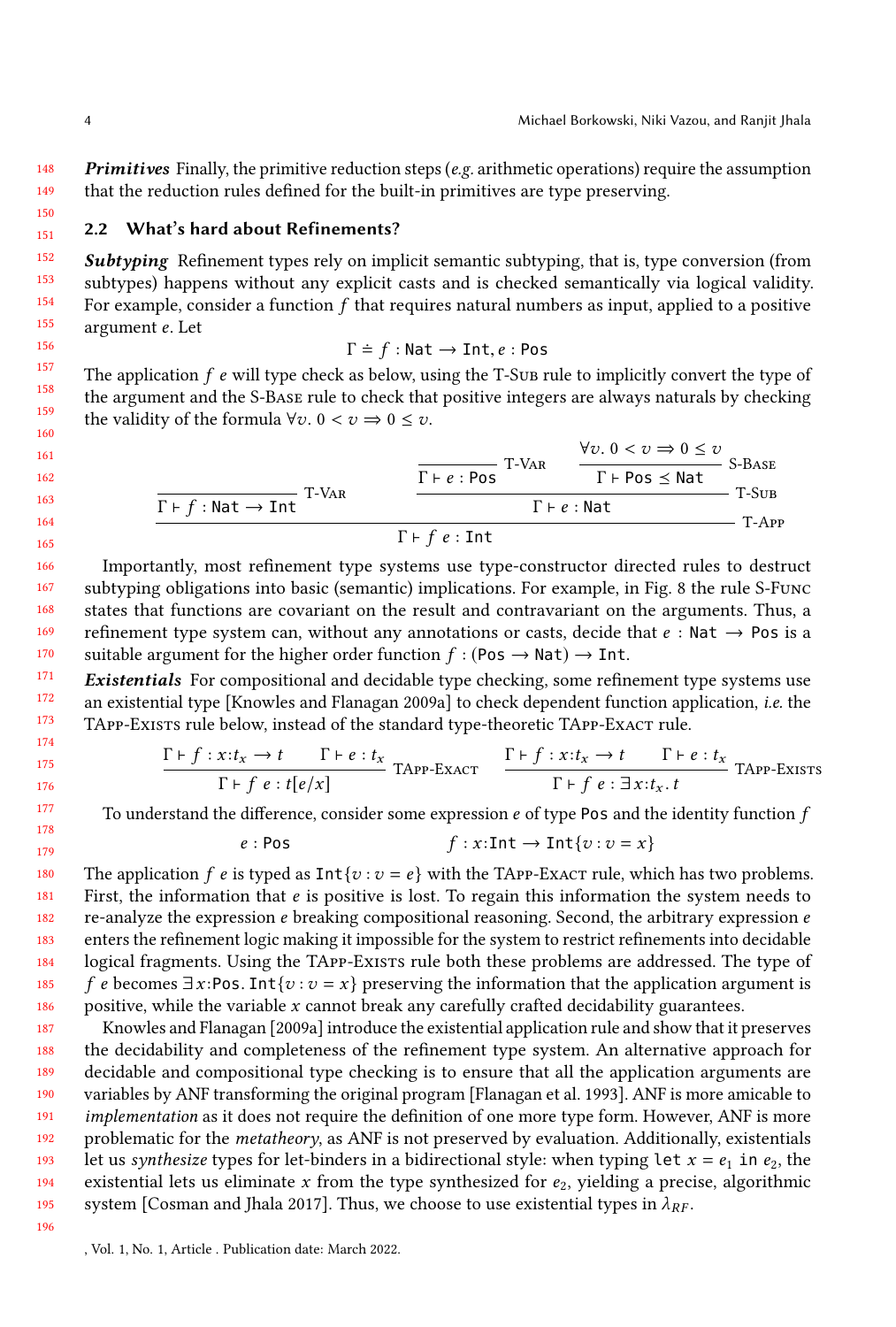***Primitives*** Finally, the primitive reduction steps (*e.g.* arithmetic operations) require the assumption that the reduction rules defined for the built-in primitives are type preserving.

## 2.2 What's hard about Refinements?

***Subtyping*** Refinement types rely on implicit semantic subtyping, that is, type conversion (from subtypes) happens without any explicit casts and is checked semantically via logical validity. For example, consider a function $f$ that requires natural numbers as input, applied to a positive argument $e$. Let

$$\Gamma \doteq f : \texttt{Nat} \to \texttt{Int}, e : \texttt{Pos}$$

The application $f\ e$ will type check as below, using the T-Sub rule to implicitly convert the type of the argument and the S-Base rule to check that positive integers are always naturals by checking the validity of the formula $\forall v.\ 0 < v \Rightarrow 0 \leq v$.

$$\dfrac{\dfrac{}{\Gamma \vdash f : \texttt{Nat} \to \texttt{Int}}\ \textsc{T-Var} \qquad \dfrac{\dfrac{}{\Gamma \vdash e : \texttt{Pos}}\ \textsc{T-Var} \qquad \dfrac{\forall v.\ 0 < v \Rightarrow 0 \leq v}{\Gamma \vdash \texttt{Pos} \preceq \texttt{Nat}}\ \textsc{S-Base}}{\Gamma \vdash e : \texttt{Nat}}\ \textsc{T-Sub}}{\Gamma \vdash f\ e : \texttt{Int}}\ \textsc{T-App}$$

Importantly, most refinement type systems use type-constructor directed rules to destruct subtyping obligations into basic (semantic) implications. For example, in Fig. 8 the rule S-Func states that functions are covariant on the result and contravariant on the arguments. Thus, a refinement type system can, without any annotations or casts, decide that $e : \texttt{Nat} \to \texttt{Pos}$ is a suitable argument for the higher order function $f : (\texttt{Pos} \to \texttt{Nat}) \to \texttt{Int}$.

***Existentials*** For compositional and decidable type checking, some refinement type systems use an existential type [Knowles and Flanagan 2009a] to check dependent function application, *i.e.* the TApp-Exists rule below, instead of the standard type-theoretic TApp-Exact rule.

$$\dfrac{\Gamma \vdash f : x{:}t_x \to t \qquad \Gamma \vdash e : t_x}{\Gamma \vdash f\ e : t[e/x]}\ \textsc{TApp-Exact} \qquad \dfrac{\Gamma \vdash f : x{:}t_x \to t \qquad \Gamma \vdash e : t_x}{\Gamma \vdash f\ e : \exists x{:}t_x.\, t}\ \textsc{TApp-Exists}$$

To understand the difference, consider some expression $e$ of type Pos and the identity function $f$

$$e : \texttt{Pos} \qquad\qquad f : x{:}\texttt{Int} \to \texttt{Int}\{v : v = x\}$$

The application $f\ e$ is typed as $\texttt{Int}\{v : v = e\}$ with the TApp-Exact rule, which has two problems. First, the information that $e$ is positive is lost. To regain this information the system needs to re-analyze the expression $e$ breaking compositional reasoning. Second, the arbitrary expression $e$ enters the refinement logic making it impossible for the system to restrict refinements into decidable logical fragments. Using the TApp-Exists rule both these problems are addressed. The type of $f\ e$ becomes $\exists x{:}\texttt{Pos}.\, \texttt{Int}\{v : v = x\}$ preserving the information that the application argument is positive, while the variable $x$ cannot break any carefully crafted decidability guarantees.

Knowles and Flanagan [2009a] introduce the existential application rule and show that it preserves the decidability and completeness of the refinement type system. An alternative approach for decidable and compositional type checking is to ensure that all the application arguments are variables by ANF transforming the original program [Flanagan et al. 1993]. ANF is more amicable to *implementation* as it does not require the definition of one more type form. However, ANF is more problematic for the *metatheory*, as ANF is not preserved by evaluation. Additionally, existentials let us *synthesize* types for let-binders in a bidirectional style: when typing `let` $x = e_1$ `in` $e_2$, the existential lets us eliminate $x$ from the type synthesized for $e_2$, yielding a precise, algorithmic system [Cosman and Jhala 2017]. Thus, we choose to use existential types in $\lambda_{RF}$.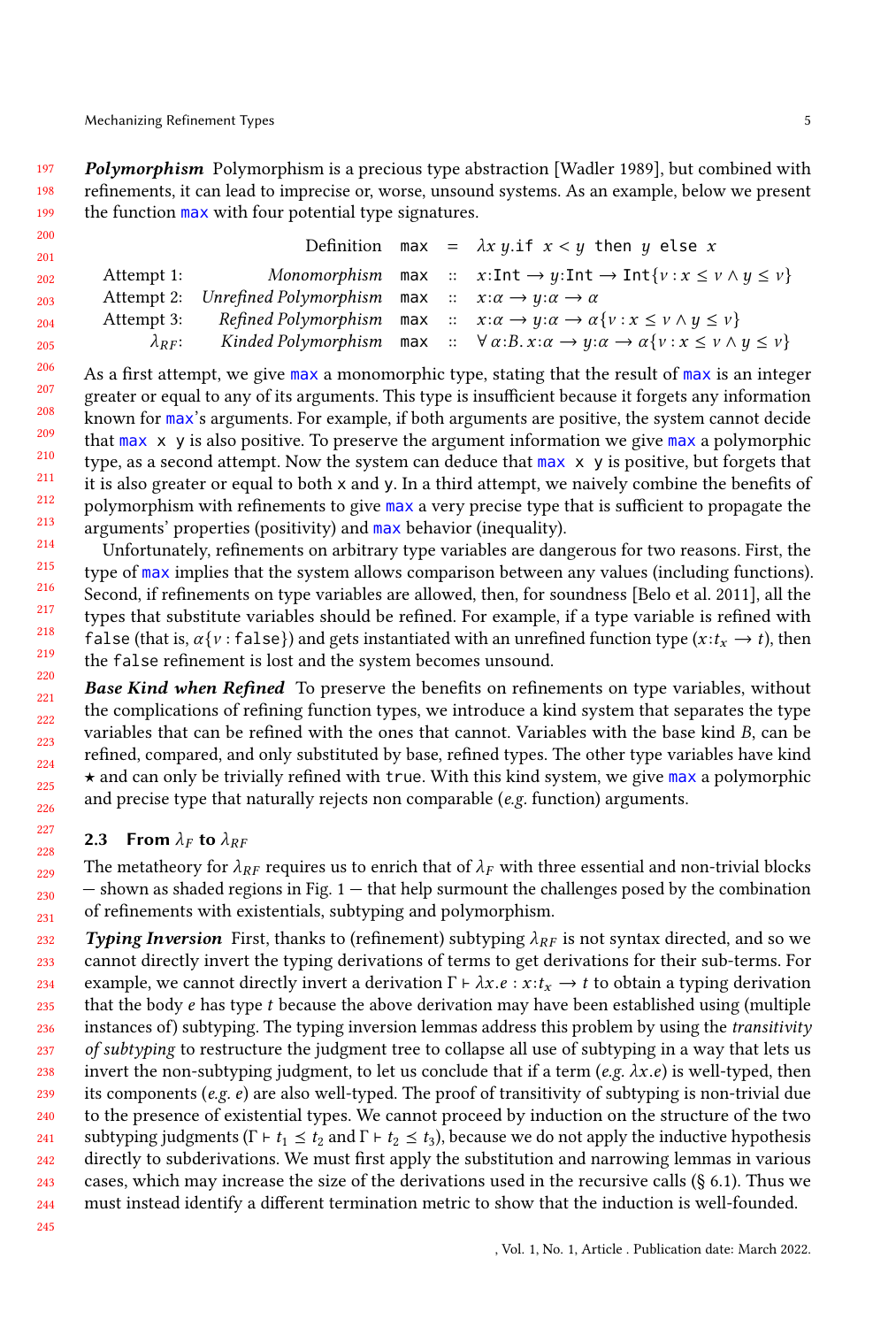***Polymorphism*** Polymorphism is a precious type abstraction [Wadler 1989], but combined with refinements, it can lead to imprecise or, worse, unsound systems. As an example, below we present the function `max` with four potential type signatures.

| | | | | |
|---|---|---|---|---|
| | Definition | `max` | = | $\lambda x\, y.$`if` $x < y$ `then` $y$ `else` $x$ |
| Attempt 1: | *Monomorphism* | `max` | :: | $x{:}\texttt{Int} \to y{:}\texttt{Int} \to \texttt{Int}\{v : x \leq v \wedge y \leq v\}$ |
| Attempt 2: | *Unrefined Polymorphism* | `max` | :: | $x{:}\alpha \to y{:}\alpha \to \alpha$ |
| Attempt 3: | *Refined Polymorphism* | `max` | :: | $x{:}\alpha \to y{:}\alpha \to \alpha\{v : x \leq v \wedge y \leq v\}$ |
| $\lambda_{RF}$: | *Kinded Polymorphism* | `max` | :: | $\forall\, \alpha{:}B.\, x{:}\alpha \to y{:}\alpha \to \alpha\{v : x \leq v \wedge y \leq v\}$ |

As a first attempt, we give `max` a monomorphic type, stating that the result of `max` is an integer greater or equal to any of its arguments. This type is insufficient because it forgets any information known for `max`'s arguments. For example, if both arguments are positive, the system cannot decide that `max x y` is also positive. To preserve the argument information we give `max` a polymorphic type, as a second attempt. Now the system can deduce that `max x y` is positive, but forgets that it is also greater or equal to both `x` and `y`. In a third attempt, we naively combine the benefits of polymorphism with refinements to give `max` a very precise type that is sufficient to propagate the arguments' properties (positivity) and `max` behavior (inequality).

Unfortunately, refinements on arbitrary type variables are dangerous for two reasons. First, the type of `max` implies that the system allows comparison between any values (including functions). Second, if refinements on type variables are allowed, then, for soundness [Belo et al. 2011], all the types that substitute variables should be refined. For example, if a type variable is refined with `false` (that is, $\alpha\{v : \texttt{false}\}$) and gets instantiated with an unrefined function type ($x{:}t_x \to t$), then the `false` refinement is lost and the system becomes unsound.

***Base Kind when Refined*** To preserve the benefits on refinements on type variables, without the complications of refining function types, we introduce a kind system that separates the type variables that can be refined with the ones that cannot. Variables with the base kind $B$, can be refined, compared, and only substituted by base, refined types. The other type variables have kind $\star$ and can only be trivially refined with `true`. With this kind system, we give `max` a polymorphic and precise type that naturally rejects non comparable (*e.g.* function) arguments.

### 2.3 From $\lambda_F$ to $\lambda_{RF}$

The metatheory for $\lambda_{RF}$ requires us to enrich that of $\lambda_F$ with three essential and non-trivial blocks — shown as shaded regions in Fig. 1 — that help surmount the challenges posed by the combination of refinements with existentials, subtyping and polymorphism.

***Typing Inversion*** First, thanks to (refinement) subtyping $\lambda_{RF}$ is not syntax directed, and so we cannot directly invert the typing derivations of terms to get derivations for their sub-terms. For example, we cannot directly invert a derivation $\Gamma \vdash \lambda x.e : x{:}t_x \to t$ to obtain a typing derivation that the body $e$ has type $t$ because the above derivation may have been established using (multiple instances of) subtyping. The typing inversion lemmas address this problem by using the *transitivity of subtyping* to restructure the judgment tree to collapse all use of subtyping in a way that lets us invert the non-subtyping judgment, to let us conclude that if a term (*e.g.* $\lambda x.e$) is well-typed, then its components (*e.g.* $e$) are also well-typed. The proof of transitivity of subtyping is non-trivial due to the presence of existential types. We cannot proceed by induction on the structure of the two subtyping judgments ($\Gamma \vdash t_1 \preceq t_2$ and $\Gamma \vdash t_2 \preceq t_3$), because we do not apply the inductive hypothesis directly to subderivations. We must first apply the substitution and narrowing lemmas in various cases, which may increase the size of the derivations used in the recursive calls (§ 6.1). Thus we must instead identify a different termination metric to show that the induction is well-founded.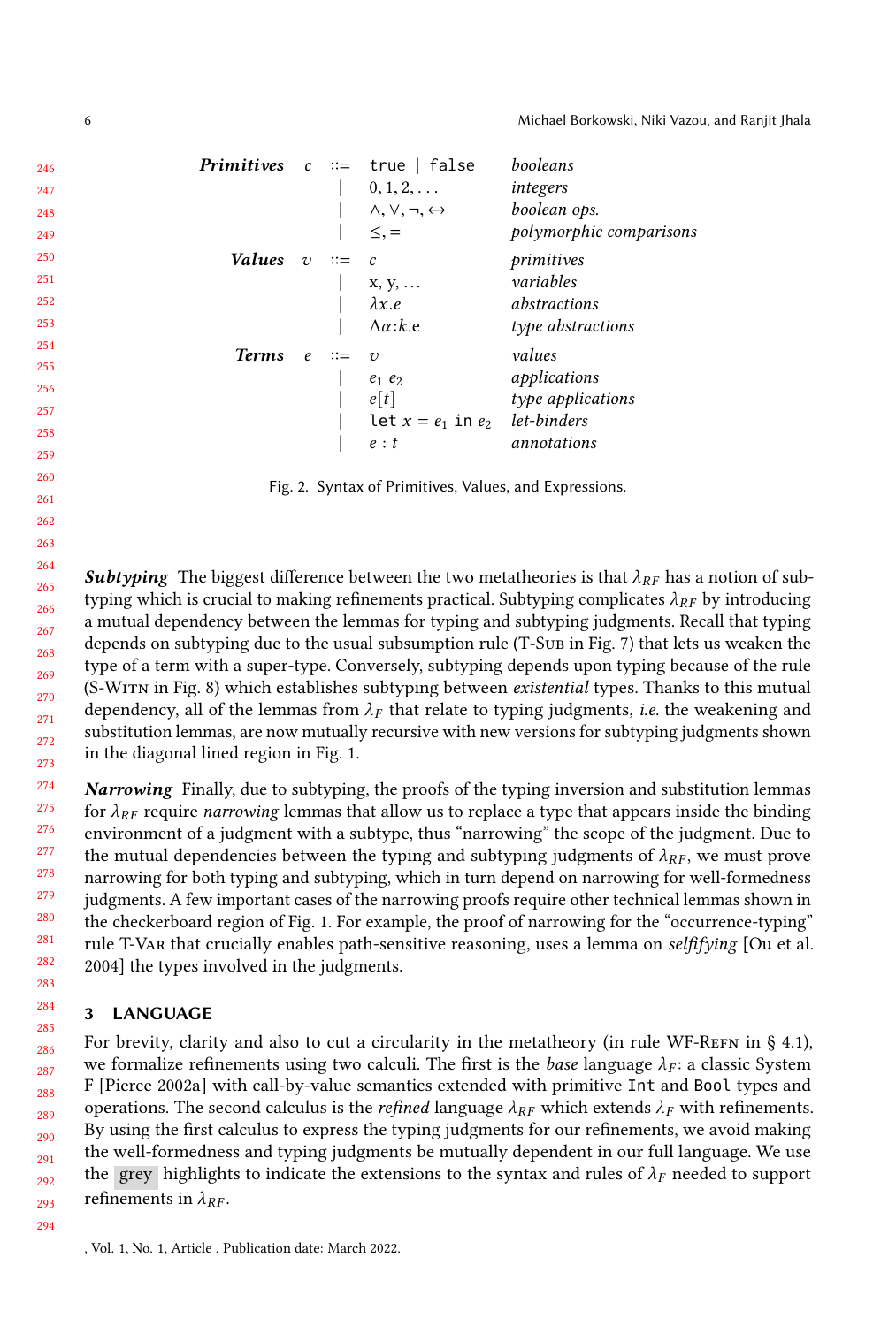| | | | | |
|---|---|---|---|---|
| ***Primitives*** | $c$ | ::= | true \| false | *booleans* |
| | | \| | $0, 1, 2, \ldots$ | *integers* |
| | | \| | $\wedge, \vee, \neg, \leftrightarrow$ | *boolean ops.* |
| | | \| | $\leq, =$ | *polymorphic comparisons* |
| ***Values*** | $v$ | ::= | $c$ | *primitives* |
| | | \| | x, y, ... | *variables* |
| | | \| | $\lambda x.e$ | *abstractions* |
| | | \| | $\Lambda\alpha{:}k.$e | *type abstractions* |
| ***Terms*** | $e$ | ::= | $v$ | *values* |
| | | \| | $e_1\ e_2$ | *applications* |
| | | \| | $e[t]$ | *type applications* |
| | | \| | let $x = e_1$ in $e_2$ | *let-binders* |
| | | \| | $e : t$ | *annotations* |

Fig. 2. Syntax of Primitives, Values, and Expressions.

***Subtyping*** The biggest difference between the two metatheories is that $\lambda_{RF}$ has a notion of subtyping which is crucial to making refinements practical. Subtyping complicates $\lambda_{RF}$ by introducing a mutual dependency between the lemmas for typing and subtyping judgments. Recall that typing depends on subtyping due to the usual subsumption rule (T-Sub in Fig. 7) that lets us weaken the type of a term with a super-type. Conversely, subtyping depends upon typing because of the rule (S-Witn in Fig. 8) which establishes subtyping between *existential* types. Thanks to this mutual dependency, all of the lemmas from $\lambda_F$ that relate to typing judgments, *i.e.* the weakening and substitution lemmas, are now mutually recursive with new versions for subtyping judgments shown in the diagonal lined region in Fig. 1.

***Narrowing*** Finally, due to subtyping, the proofs of the typing inversion and substitution lemmas for $\lambda_{RF}$ require *narrowing* lemmas that allow us to replace a type that appears inside the binding environment of a judgment with a subtype, thus "narrowing" the scope of the judgment. Due to the mutual dependencies between the typing and subtyping judgments of $\lambda_{RF}$, we must prove narrowing for both typing and subtyping, which in turn depend on narrowing for well-formedness judgments. A few important cases of the narrowing proofs require other technical lemmas shown in the checkerboard region of Fig. 1. For example, the proof of narrowing for the "occurrence-typing" rule T-Var that crucially enables path-sensitive reasoning, uses a lemma on *selfifying* [Ou et al. 2004] the types involved in the judgments.

## 3 LANGUAGE

For brevity, clarity and also to cut a circularity in the metatheory (in rule WF-Refn in § 4.1), we formalize refinements using two calculi. The first is the *base* language $\lambda_F$: a classic System F [Pierce 2002a] with call-by-value semantics extended with primitive `Int` and `Bool` types and operations. The second calculus is the *refined* language $\lambda_{RF}$ which extends $\lambda_F$ with refinements. By using the first calculus to express the typing judgments for our refinements, we avoid making the well-formedness and typing judgments be mutually dependent in our full language. We use the grey highlights to indicate the extensions to the syntax and rules of $\lambda_F$ needed to support refinements in $\lambda_{RF}$.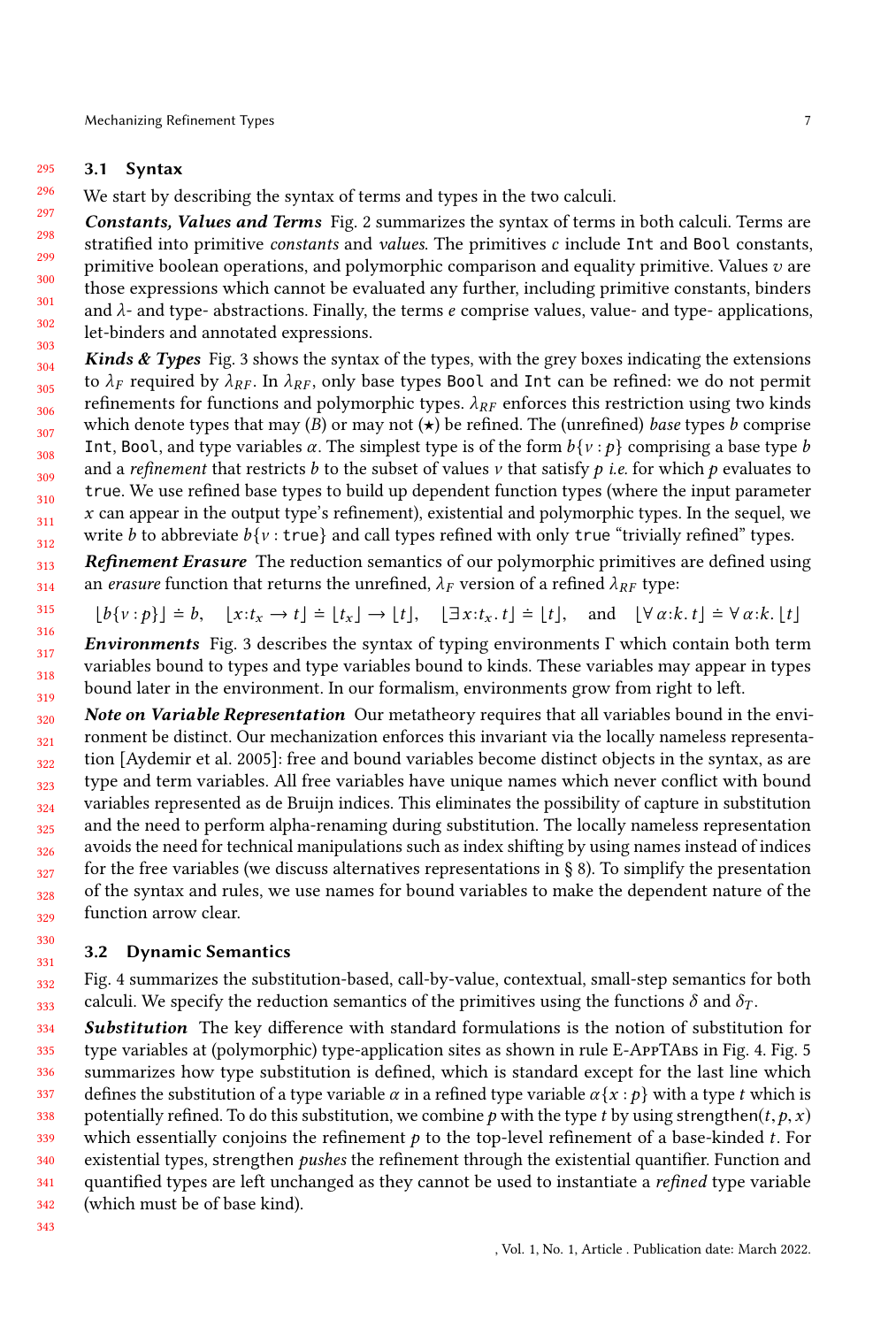### 3.1 Syntax

We start by describing the syntax of terms and types in the two calculi.

***Constants, Values and Terms*** Fig. 2 summarizes the syntax of terms in both calculi. Terms are stratified into primitive *constants* and *values*. The primitives $c$ include `Int` and `Bool` constants, primitive boolean operations, and polymorphic comparison and equality primitive. Values $v$ are those expressions which cannot be evaluated any further, including primitive constants, binders and $\lambda$- and type- abstractions. Finally, the terms $e$ comprise values, value- and type- applications, let-binders and annotated expressions.

***Kinds & Types*** Fig. 3 shows the syntax of the types, with the grey boxes indicating the extensions to $\lambda_F$ required by $\lambda_{RF}$. In $\lambda_{RF}$, only base types `Bool` and `Int` can be refined: we do not permit refinements for functions and polymorphic types. $\lambda_{RF}$ enforces this restriction using two kinds which denote types that may ($B$) or may not ($\star$) be refined. The (unrefined) *base* types $b$ comprise `Int`, `Bool`, and type variables $\alpha$. The simplest type is of the form $b\{v : p\}$ comprising a base type $b$ and a *refinement* that restricts $b$ to the subset of values $v$ that satisfy $p$ *i.e.* for which $p$ evaluates to `true`. We use refined base types to build up dependent function types (where the input parameter $x$ can appear in the output type's refinement), existential and polymorphic types. In the sequel, we write $b$ to abbreviate $b\{v : \texttt{true}\}$ and call types refined with only `true` "trivially refined" types.

***Refinement Erasure*** The reduction semantics of our polymorphic primitives are defined using an *erasure* function that returns the unrefined, $\lambda_F$ version of a refined $\lambda_{RF}$ type:

$$\lfloor b\{v : p\} \rfloor \doteq b, \quad \lfloor x{:}t_x \to t \rfloor \doteq \lfloor t_x \rfloor \to \lfloor t \rfloor, \quad \lfloor \exists\, x{:}t_x.\, t \rfloor \doteq \lfloor t \rfloor, \quad \text{and} \quad \lfloor \forall\, \alpha{:}k.\, t \rfloor \doteq \forall\, \alpha{:}k.\, \lfloor t \rfloor$$

***Environments*** Fig. 3 describes the syntax of typing environments $\Gamma$ which contain both term variables bound to types and type variables bound to kinds. These variables may appear in types bound later in the environment. In our formalism, environments grow from right to left.

***Note on Variable Representation*** Our metatheory requires that all variables bound in the environment be distinct. Our mechanization enforces this invariant via the locally nameless representation [Aydemir et al. 2005]: free and bound variables become distinct objects in the syntax, as are type and term variables. All free variables have unique names which never conflict with bound variables represented as de Bruijn indices. This eliminates the possibility of capture in substitution and the need to perform alpha-renaming during substitution. The locally nameless representation avoids the need for technical manipulations such as index shifting by using names instead of indices for the free variables (we discuss alternatives representations in § 8). To simplify the presentation of the syntax and rules, we use names for bound variables to make the dependent nature of the function arrow clear.

### 3.2 Dynamic Semantics

Fig. 4 summarizes the substitution-based, call-by-value, contextual, small-step semantics for both calculi. We specify the reduction semantics of the primitives using the functions $\delta$ and $\delta_T$.

***Substitution*** The key difference with standard formulations is the notion of substitution for type variables at (polymorphic) type-application sites as shown in rule E-AppTAbs in Fig. 4. Fig. 5 summarizes how type substitution is defined, which is standard except for the last line which defines the substitution of a type variable $\alpha$ in a refined type variable $\alpha\{x : p\}$ with a type $t$ which is potentially refined. To do this substitution, we combine $p$ with the type $t$ by using $\mathsf{strengthen}(t, p, x)$ which essentially conjoins the refinement $p$ to the top-level refinement of a base-kinded $t$. For existential types, strengthen *pushes* the refinement through the existential quantifier. Function and quantified types are left unchanged as they cannot be used to instantiate a *refined* type variable (which must be of base kind).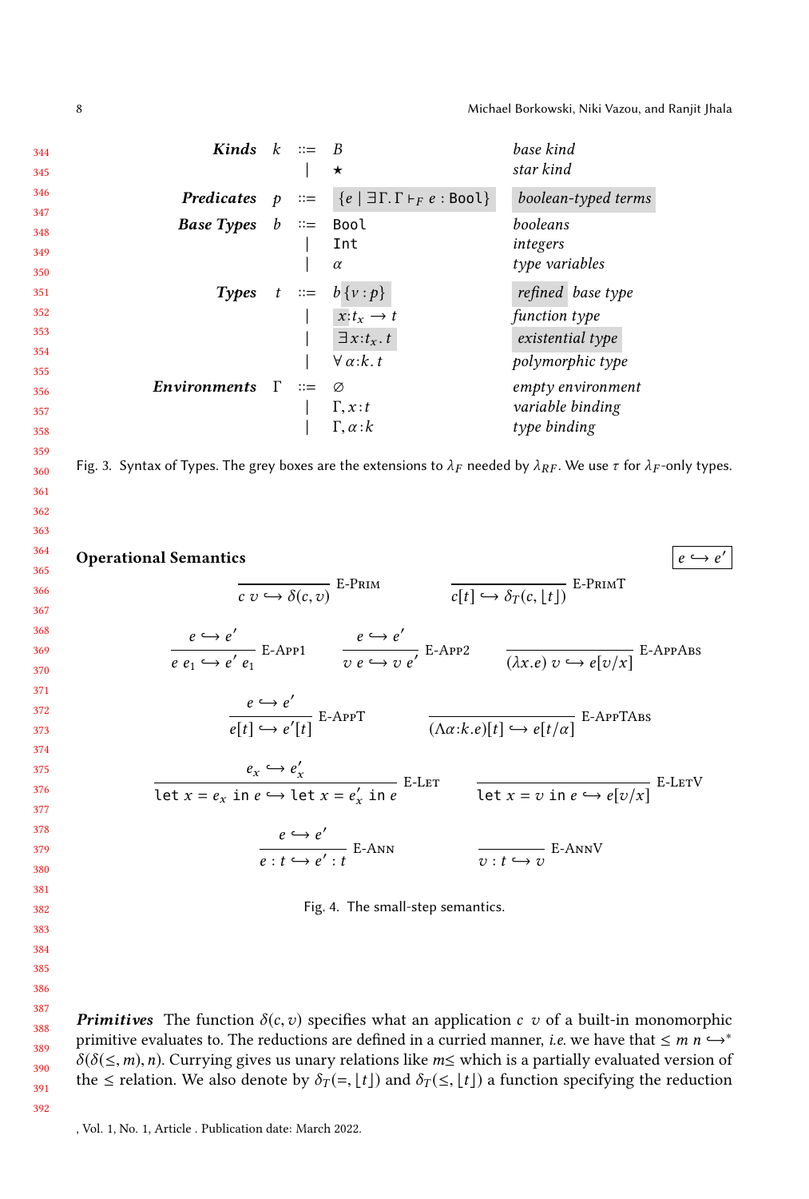| | | | | |
|---|---|---|---|---|
| ***Kinds*** | $k$ | $::=$ | $B$ | *base kind* |
| | | $\mid$ | $\star$ | *star kind* |
| ***Predicates*** | $p$ | $::=$ | $\{e \mid \exists \Gamma.\, \Gamma \vdash_F e : \texttt{Bool}\}$ | *boolean-typed terms* |
| ***Base Types*** | $b$ | $::=$ | $\texttt{Bool}$ | *booleans* |
| | | $\mid$ | $\texttt{Int}$ | *integers* |
| | | $\mid$ | $\alpha$ | *type variables* |
| ***Types*** | $t$ | $::=$ | $b\{v : p\}$ | *refined base type* |
| | | $\mid$ | $x{:}t_x \to t$ | *function type* |
| | | $\mid$ | $\exists\, x{:}t_x.\, t$ | *existential type* |
| | | $\mid$ | $\forall\, \alpha{:}k.\, t$ | *polymorphic type* |
| ***Environments*** | $\Gamma$ | $::=$ | $\varnothing$ | *empty environment* |
| | | $\mid$ | $\Gamma, x{:}t$ | *variable binding* |
| | | $\mid$ | $\Gamma, \alpha{:}k$ | *type binding* |

Fig. 3. Syntax of Types. The grey boxes are the extensions to $\lambda_F$ needed by $\lambda_{RF}$. We use $\tau$ for $\lambda_F$-only types.

**Operational Semantics** $\quad \boxed{e \hookrightarrow e'}$

$$\frac{}{c\ v \hookrightarrow \delta(c, v)}\ \text{E-Prim} \qquad \frac{}{c[t] \hookrightarrow \delta_T(c, \lfloor t \rfloor)}\ \text{E-PrimT}$$

$$\frac{e \hookrightarrow e'}{e\ e_1 \hookrightarrow e'\ e_1}\ \text{E-App1} \qquad \frac{e \hookrightarrow e'}{v\ e \hookrightarrow v\ e'}\ \text{E-App2} \qquad \frac{}{(\lambda x.e)\ v \hookrightarrow e[v/x]}\ \text{E-AppAbs}$$

$$\frac{e \hookrightarrow e'}{e[t] \hookrightarrow e'[t]}\ \text{E-AppT} \qquad \frac{}{(\Lambda \alpha{:}k.e)[t] \hookrightarrow e[t/\alpha]}\ \text{E-AppTAbs}$$

$$\frac{e_x \hookrightarrow e_x'}{\texttt{let}\ x = e_x\ \texttt{in}\ e \hookrightarrow \texttt{let}\ x = e_x'\ \texttt{in}\ e}\ \text{E-Let} \qquad \frac{}{\texttt{let}\ x = v\ \texttt{in}\ e \hookrightarrow e[v/x]}\ \text{E-LetV}$$

$$\frac{e \hookrightarrow e'}{e : t \hookrightarrow e' : t}\ \text{E-Ann} \qquad \frac{}{v : t \hookrightarrow v}\ \text{E-AnnV}$$

Fig. 4. The small-step semantics.

***Primitives*** The function $\delta(c, v)$ specifies what an application $c\ v$ of a built-in monomorphic primitive evaluates to. The reductions are defined in a curried manner, *i.e.* we have that $\leq\ m\ n \hookrightarrow^* \delta(\delta(\leq, m), n)$. Currying gives us unary relations like $m\leq$ which is a partially evaluated version of the $\leq$ relation. We also denote by $\delta_T(=, \lfloor t \rfloor)$ and $\delta_T(\leq, \lfloor t \rfloor)$ a function specifying the reduction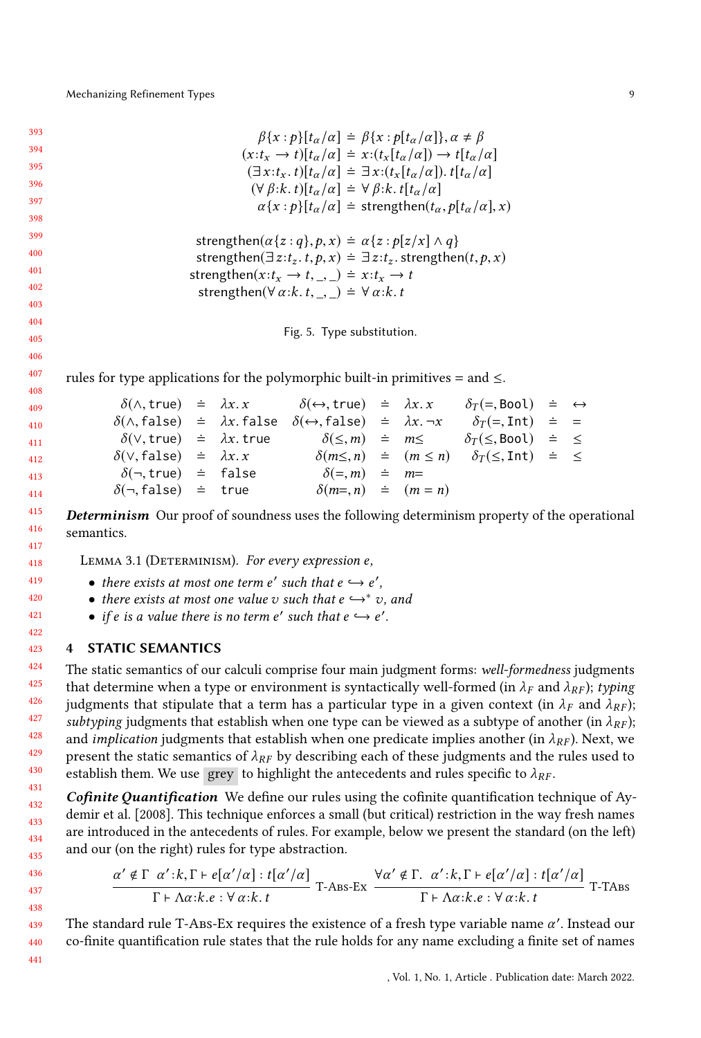$$
\begin{aligned}
\beta\{x:p\}[t_\alpha/\alpha] &\doteq \beta\{x:p[t_\alpha/\alpha]\}, \alpha \neq \beta \\
(x{:}t_x \to t)[t_\alpha/\alpha] &\doteq x{:}(t_x[t_\alpha/\alpha]) \to t[t_\alpha/\alpha] \\
(\exists\, x{:}t_x.\, t)[t_\alpha/\alpha] &\doteq \exists\, x{:}(t_x[t_\alpha/\alpha]).\, t[t_\alpha/\alpha] \\
(\forall\, \beta{:}k.\, t)[t_\alpha/\alpha] &\doteq \forall\, \beta{:}k.\, t[t_\alpha/\alpha] \\
\alpha\{x:p\}[t_\alpha/\alpha] &\doteq \mathsf{strengthen}(t_\alpha, p[t_\alpha/\alpha], x)
\end{aligned}
$$

$$
\begin{aligned}
\mathsf{strengthen}(\alpha\{z:q\}, p, x) &\doteq \alpha\{z : p[z/x] \land q\} \\
\mathsf{strengthen}(\exists\, z{:}t_z.\, t, p, x) &\doteq \exists\, z{:}t_z.\, \mathsf{strengthen}(t, p, x) \\
\mathsf{strengthen}(x{:}t_x \to t, \_, \_) &\doteq x{:}t_x \to t \\
\mathsf{strengthen}(\forall\, \alpha{:}k.\, t, \_, \_) &\doteq \forall\, \alpha{:}k.\, t
\end{aligned}
$$

Fig. 5. Type substitution.

rules for type applications for the polymorphic built-in primitives = and ≤.

$$
\begin{array}{rcl@{\qquad}rcl@{\qquad}rcl}
\delta(\land, \mathtt{true}) &\doteq& \lambda x.\, x & \delta(\leftrightarrow, \mathtt{true}) &\doteq& \lambda x.\, x & \delta_T(=, \mathtt{Bool}) &\doteq& \leftrightarrow \\
\delta(\land, \mathtt{false}) &\doteq& \lambda x.\, \mathtt{false} & \delta(\leftrightarrow, \mathtt{false}) &\doteq& \lambda x.\, \neg x & \delta_T(=, \mathtt{Int}) &\doteq& = \\
\delta(\lor, \mathtt{true}) &\doteq& \lambda x.\, \mathtt{true} & \delta(\leq, m) &\doteq& m\leq & \delta_T(\leq, \mathtt{Bool}) &\doteq& \leq \\
\delta(\lor, \mathtt{false}) &\doteq& \lambda x.\, x & \delta(m\leq, n) &\doteq& (m \leq n) & \delta_T(\leq, \mathtt{Int}) &\doteq& \leq \\
\delta(\neg, \mathtt{true}) &\doteq& \mathtt{false} & \delta(=, m) &\doteq& m= & & & \\
\delta(\neg, \mathtt{false}) &\doteq& \mathtt{true} & \delta(m=, n) &\doteq& (m = n) & & &
\end{array}
$$

***Determinism*** Our proof of soundness uses the following determinism property of the operational semantics.

LEMMA 3.1 (DETERMINISM). *For every expression $e$,*

- *there exists at most one term $e'$ such that $e \hookrightarrow e'$,*
- *there exists at most one value $v$ such that $e \hookrightarrow^* v$, and*
- *if $e$ is a value there is no term $e'$ such that $e \hookrightarrow e'$.*

## 4 STATIC SEMANTICS

The static semantics of our calculi comprise four main judgment forms: *well-formedness* judgments that determine when a type or environment is syntactically well-formed (in $\lambda_F$ and $\lambda_{RF}$); *typing* judgments that stipulate that a term has a particular type in a given context (in $\lambda_F$ and $\lambda_{RF}$); *subtyping* judgments that establish when one type can be viewed as a subtype of another (in $\lambda_{RF}$); and *implication* judgments that establish when one predicate implies another (in $\lambda_{RF}$). Next, we present the static semantics of $\lambda_{RF}$ by describing each of these judgments and the rules used to establish them. We use grey to highlight the antecedents and rules specific to $\lambda_{RF}$.

***Cofinite Quantification*** We define our rules using the cofinite quantification technique of Aydemir et al. [2008]. This technique enforces a small (but critical) restriction in the way fresh names are introduced in the antecedents of rules. For example, below we present the standard (on the left) and our (on the right) rules for type abstraction.

$$
\frac{\alpha' \notin \Gamma \quad \alpha'{:}k, \Gamma \vdash e[\alpha'/\alpha] : t[\alpha'/\alpha]}{\Gamma \vdash \Lambda\alpha{:}k.e : \forall\, \alpha{:}k.\, t}\ \textsc{T-Abs-Ex}
\qquad
\frac{\forall \alpha' \notin \Gamma.\quad \alpha'{:}k, \Gamma \vdash e[\alpha'/\alpha] : t[\alpha'/\alpha]}{\Gamma \vdash \Lambda\alpha{:}k.e : \forall\, \alpha{:}k.\, t}\ \textsc{T-TAbs}
$$

The standard rule T-ABS-EX requires the existence of a fresh type variable name $\alpha'$. Instead our co-finite quantification rule states that the rule holds for any name excluding a finite set of names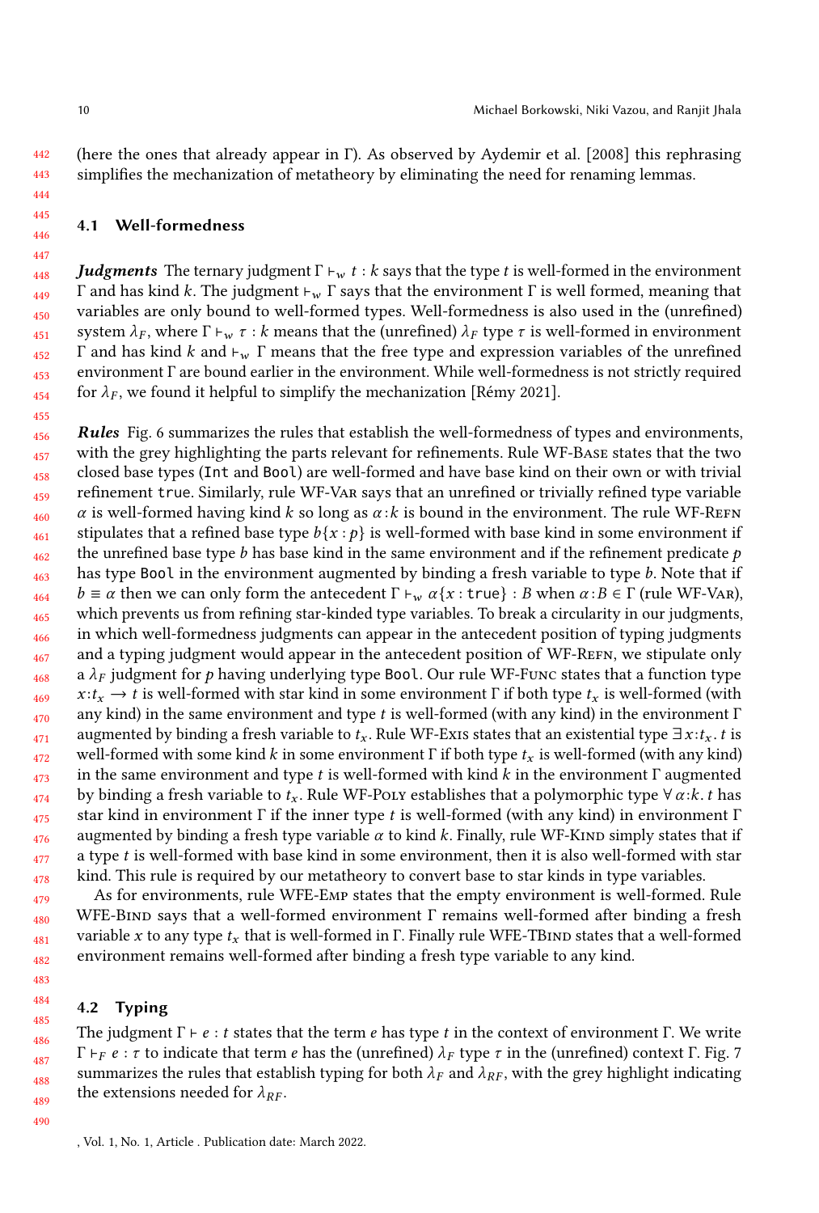(here the ones that already appear in Γ). As observed by Aydemir et al. [2008] this rephrasing simplifies the mechanization of metatheory by eliminating the need for renaming lemmas.

## 4.1 Well-formedness

***Judgments*** The ternary judgment $\Gamma \vdash_w t : k$ says that the type $t$ is well-formed in the environment $\Gamma$ and has kind $k$. The judgment $\vdash_w \Gamma$ says that the environment $\Gamma$ is well formed, meaning that variables are only bound to well-formed types. Well-formedness is also used in the (unrefined) system $\lambda_F$, where $\Gamma \vdash_w \tau : k$ means that the (unrefined) $\lambda_F$ type $\tau$ is well-formed in environment $\Gamma$ and has kind $k$ and $\vdash_w \Gamma$ means that the free type and expression variables of the unrefined environment $\Gamma$ are bound earlier in the environment. While well-formedness is not strictly required for $\lambda_F$, we found it helpful to simplify the mechanization [Rémy 2021].

***Rules*** Fig. 6 summarizes the rules that establish the well-formedness of types and environments, with the grey highlighting the parts relevant for refinements. Rule WF-Base states that the two closed base types (`Int` and `Bool`) are well-formed and have base kind on their own or with trivial refinement `true`. Similarly, rule WF-Var says that an unrefined or trivially refined type variable $\alpha$ is well-formed having kind $k$ so long as $\alpha{:}k$ is bound in the environment. The rule WF-Refn stipulates that a refined base type $b\{x : p\}$ is well-formed with base kind in some environment if the unrefined base type $b$ has base kind in the same environment and if the refinement predicate $p$ has type `Bool` in the environment augmented by binding a fresh variable to type $b$. Note that if $b \equiv \alpha$ then we can only form the antecedent $\Gamma \vdash_w \alpha\{x : \texttt{true}\} : B$ when $\alpha{:}B \in \Gamma$ (rule WF-Var), which prevents us from refining star-kinded type variables. To break a circularity in our judgments, in which well-formedness judgments can appear in the antecedent position of typing judgments and a typing judgment would appear in the antecedent position of WF-Refn, we stipulate only a $\lambda_F$ judgment for $p$ having underlying type `Bool`. Our rule WF-Func states that a function type $x{:}t_x \to t$ is well-formed with star kind in some environment $\Gamma$ if both type $t_x$ is well-formed (with any kind) in the same environment and type $t$ is well-formed (with any kind) in the environment $\Gamma$ augmented by binding a fresh variable to $t_x$. Rule WF-Exis states that an existential type $\exists\, x{:}t_x.\, t$ is well-formed with some kind $k$ in some environment $\Gamma$ if both type $t_x$ is well-formed (with any kind) in the same environment and type $t$ is well-formed with kind $k$ in the environment $\Gamma$ augmented by binding a fresh variable to $t_x$. Rule WF-Poly establishes that a polymorphic type $\forall\, \alpha{:}k.\, t$ has star kind in environment $\Gamma$ if the inner type $t$ is well-formed (with any kind) in environment $\Gamma$ augmented by binding a fresh type variable $\alpha$ to kind $k$. Finally, rule WF-Kind simply states that if a type $t$ is well-formed with base kind in some environment, then it is also well-formed with star kind. This rule is required by our metatheory to convert base to star kinds in type variables.

As for environments, rule WFE-Emp states that the empty environment is well-formed. Rule WFE-Bind says that a well-formed environment $\Gamma$ remains well-formed after binding a fresh variable $x$ to any type $t_x$ that is well-formed in $\Gamma$. Finally rule WFE-TBind states that a well-formed environment remains well-formed after binding a fresh type variable to any kind.

## 4.2 Typing

The judgment $\Gamma \vdash e : t$ states that the term $e$ has type $t$ in the context of environment $\Gamma$. We write $\Gamma \vdash_F e : \tau$ to indicate that term $e$ has the (unrefined) $\lambda_F$ type $\tau$ in the (unrefined) context $\Gamma$. Fig. 7 summarizes the rules that establish typing for both $\lambda_F$ and $\lambda_{RF}$, with the grey highlight indicating the extensions needed for $\lambda_{RF}$.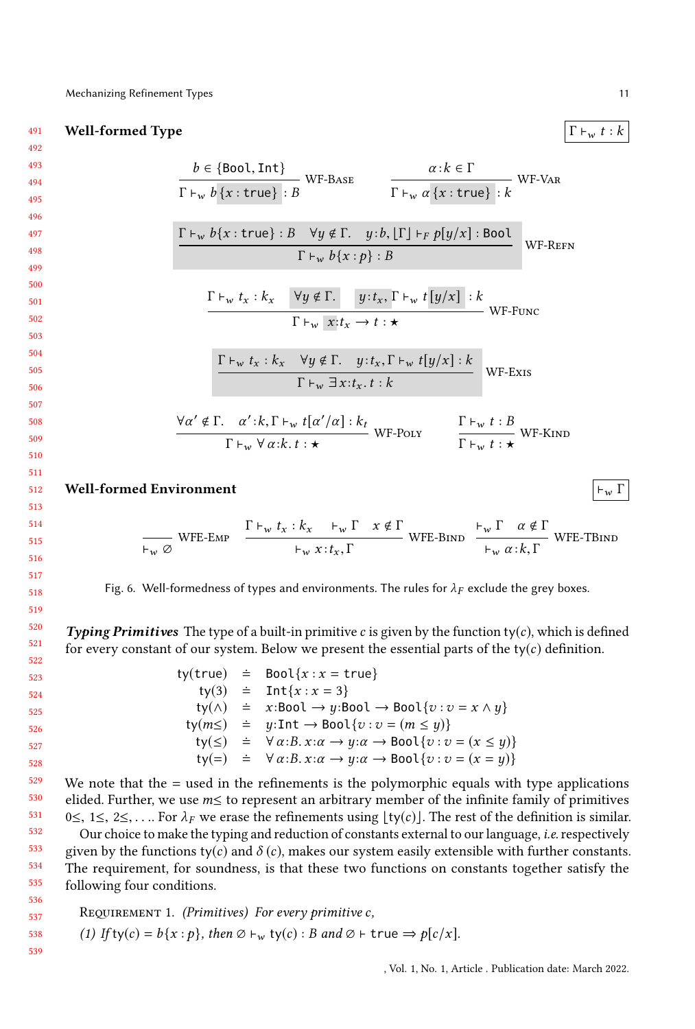**Well-formed Type** $\boxed{\Gamma \vdash_w t : k}$

$$\frac{b \in \{\texttt{Bool}, \texttt{Int}\}}{\Gamma \vdash_w b\{x : \texttt{true}\} : B}\ \text{WF-Base} \qquad \frac{\alpha : k \in \Gamma}{\Gamma \vdash_w \alpha\{x : \texttt{true}\} : k}\ \text{WF-Var}$$

$$\frac{\Gamma \vdash_w b\{x : \texttt{true}\} : B \quad \forall y \notin \Gamma. \quad y : b, \lfloor \Gamma \rfloor \vdash_F p[y/x] : \texttt{Bool}}{\Gamma \vdash_w b\{x : p\} : B}\ \text{WF-Refn}$$

$$\frac{\Gamma \vdash_w t_x : k_x \quad \forall y \notin \Gamma. \quad y : t_x, \Gamma \vdash_w t[y/x] : k}{\Gamma \vdash_w x{:}t_x \to t : \star}\ \text{WF-Func}$$

$$\frac{\Gamma \vdash_w t_x : k_x \quad \forall y \notin \Gamma. \quad y : t_x, \Gamma \vdash_w t[y/x] : k}{\Gamma \vdash_w \exists x{:}t_x.\, t : k}\ \text{WF-Exis}$$

$$\frac{\forall \alpha' \notin \Gamma. \quad \alpha' : k, \Gamma \vdash_w t[\alpha'/\alpha] : k_t}{\Gamma \vdash_w \forall \alpha{:}k.\, t : \star}\ \text{WF-Poly} \qquad \frac{\Gamma \vdash_w t : B}{\Gamma \vdash_w t : \star}\ \text{WF-Kind}$$

**Well-formed Environment** $\boxed{\vdash_w \Gamma}$

$$\frac{}{\vdash_w \varnothing}\ \text{WFE-Emp} \qquad \frac{\Gamma \vdash_w t_x : k_x \quad \vdash_w \Gamma \quad x \notin \Gamma}{\vdash_w x : t_x, \Gamma}\ \text{WFE-Bind} \qquad \frac{\vdash_w \Gamma \quad \alpha \notin \Gamma}{\vdash_w \alpha : k, \Gamma}\ \text{WFE-TBind}$$

Fig. 6. Well-formedness of types and environments. The rules for $\lambda_F$ exclude the grey boxes.

***Typing Primitives*** The type of a built-in primitive $c$ is given by the function $\text{ty}(c)$, which is defined for every constant of our system. Below we present the essential parts of the $\text{ty}(c)$ definition.

$$\begin{aligned}
\text{ty}(\texttt{true}) &\doteq \texttt{Bool}\{x : x = \texttt{true}\} \\
\text{ty}(3) &\doteq \texttt{Int}\{x : x = 3\} \\
\text{ty}(\wedge) &\doteq x{:}\texttt{Bool} \to y{:}\texttt{Bool} \to \texttt{Bool}\{v : v = x \wedge y\} \\
\text{ty}(m\leq) &\doteq y{:}\texttt{Int} \to \texttt{Bool}\{v : v = (m \leq y)\} \\
\text{ty}(\leq) &\doteq \forall \alpha{:}B.\, x{:}\alpha \to y{:}\alpha \to \texttt{Bool}\{v : v = (x \leq y)\} \\
\text{ty}(=) &\doteq \forall \alpha{:}B.\, x{:}\alpha \to y{:}\alpha \to \texttt{Bool}\{v : v = (x = y)\}
\end{aligned}$$

We note that the $=$ used in the refinements is the polymorphic equals with type applications elided. Further, we use $m\leq$ to represent an arbitrary member of the infinite family of primitives $0\leq$, $1\leq$, $2\leq$, . . .. For $\lambda_F$ we erase the refinements using $\lfloor \text{ty}(c) \rfloor$. The rest of the definition is similar.

Our choice to make the typing and reduction of constants external to our language, *i.e.* respectively given by the functions $\text{ty}(c)$ and $\delta(c)$, makes our system easily extensible with further constants. The requirement, for soundness, is that these two functions on constants together satisfy the following four conditions.

Requirement 1. *(Primitives) For every primitive $c$,*

*(1) If $\text{ty}(c) = b\{x : p\}$, then $\varnothing \vdash_w \text{ty}(c) : B$ and $\varnothing \vdash \texttt{true} \Rightarrow p[c/x]$.*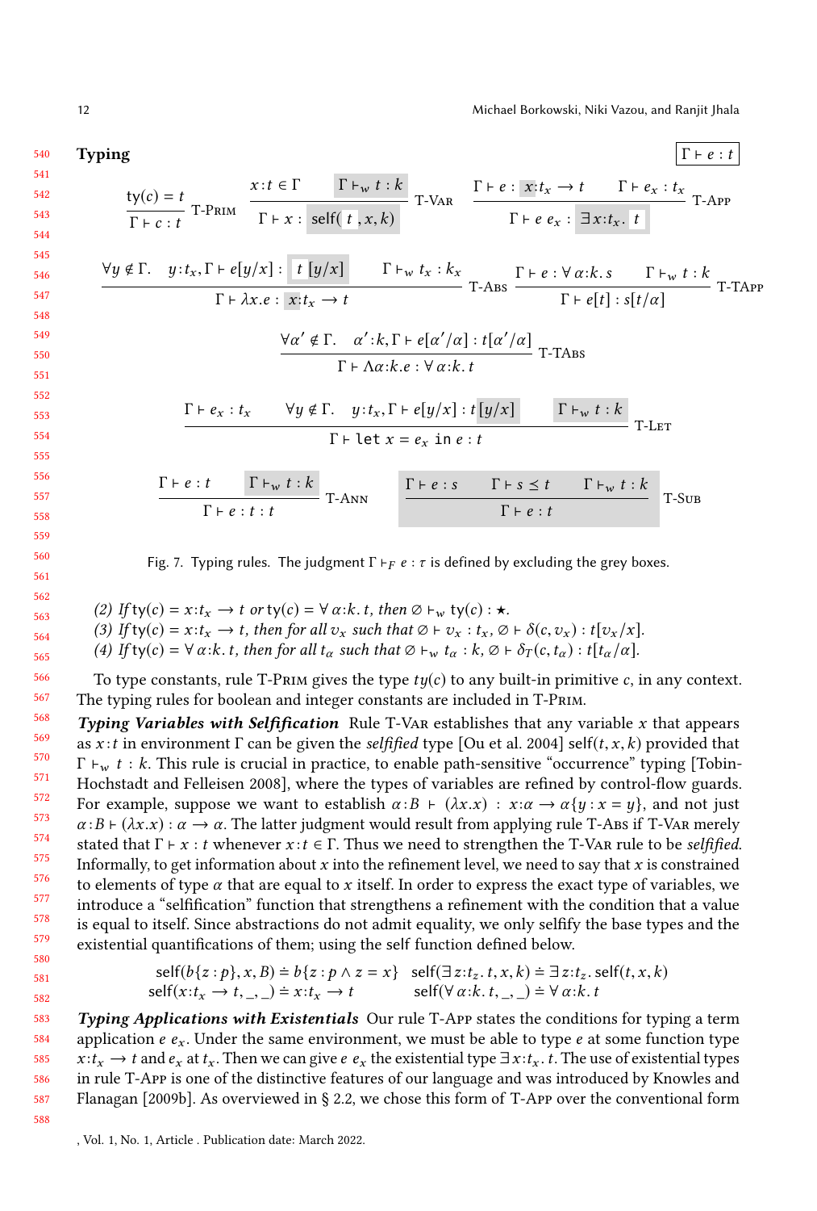**Typing** $\boxed{\Gamma \vdash e : t}$

$$\frac{\mathsf{ty}(c) = t}{\Gamma \vdash c : t}\ \textsc{T-Prim} \qquad \frac{x\!:\!t \in \Gamma \quad \boxed{\Gamma \vdash_w t : k}}{\Gamma \vdash x : \boxed{\mathsf{self}(\ t\ , x, k)}}\ \textsc{T-Var} \qquad \frac{\Gamma \vdash e : \boxed{x}\!:\!t_x \to t \quad \Gamma \vdash e_x : t_x}{\Gamma \vdash e\ e_x : \boxed{\exists x\!:\!t_x.\ t}}\ \textsc{T-App}$$

$$\frac{\forall y \notin \Gamma.\quad y\!:\!t_x, \Gamma \vdash e[y/x] : \boxed{t\ [y/x]} \qquad \Gamma \vdash_w t_x : k_x}{\Gamma \vdash \lambda x.e : \boxed{x}\!:\!t_x \to t}\ \textsc{T-Abs} \qquad \frac{\Gamma \vdash e : \forall\,\alpha\!:\!k.\, s \qquad \Gamma \vdash_w t : k}{\Gamma \vdash e[t] : s[t/\alpha]}\ \textsc{T-TApp}$$

$$\frac{\forall \alpha' \notin \Gamma.\quad \alpha'\!:\!k, \Gamma \vdash e[\alpha'/\alpha] : t[\alpha'/\alpha]}{\Gamma \vdash \Lambda\alpha\!:\!k.e : \forall\,\alpha\!:\!k.\, t}\ \textsc{T-TAbs}$$

$$\frac{\Gamma \vdash e_x : t_x \qquad \forall y \notin \Gamma.\quad y\!:\!t_x, \Gamma \vdash e[y/x] : t\,\boxed{[y/x]} \qquad \boxed{\Gamma \vdash_w t : k}}{\Gamma \vdash \mathtt{let}\ x = e_x\ \mathtt{in}\ e : t}\ \textsc{T-Let}$$

$$\frac{\Gamma \vdash e : t \qquad \boxed{\Gamma \vdash_w t : k}}{\Gamma \vdash e : t : t}\ \textsc{T-Ann} \qquad \boxed{\frac{\Gamma \vdash e : s \qquad \Gamma \vdash s \preceq t \qquad \Gamma \vdash_w t : k}{\Gamma \vdash e : t}}\ \textsc{T-Sub}$$

Fig. 7. Typing rules. The judgment $\Gamma \vdash_F e : \tau$ is defined by excluding the grey boxes.

*(2) If* $\mathsf{ty}(c) = x\!:\!t_x \to t$ *or* $\mathsf{ty}(c) = \forall\,\alpha\!:\!k.\,t$*, then* $\varnothing \vdash_w \mathsf{ty}(c) : \star$.
*(3) If* $\mathsf{ty}(c) = x\!:\!t_x \to t$*, then for all* $v_x$ *such that* $\varnothing \vdash v_x : t_x$*,* $\varnothing \vdash \delta(c, v_x) : t[v_x/x]$.
*(4) If* $\mathsf{ty}(c) = \forall\,\alpha\!:\!k.\,t$*, then for all* $t_\alpha$ *such that* $\varnothing \vdash_w t_\alpha : k$*,* $\varnothing \vdash \delta_T(c, t_\alpha) : t[t_\alpha/\alpha]$.

To type constants, rule T-Prim gives the type $ty(c)$ to any built-in primitive $c$, in any context. The typing rules for boolean and integer constants are included in T-Prim.

***Typing Variables with Selfification*** Rule T-Var establishes that any variable $x$ that appears as $x\!:\!t$ in environment $\Gamma$ can be given the *selfified* type [Ou et al. 2004] $\mathsf{self}(t, x, k)$ provided that $\Gamma \vdash_w t : k$. This rule is crucial in practice, to enable path-sensitive "occurrence" typing [Tobin-Hochstadt and Felleisen 2008], where the types of variables are refined by control-flow guards. For example, suppose we want to establish $\alpha\!:\!B \vdash (\lambda x.x) : x\!:\!\alpha \to \alpha\{y : x = y\}$, and not just $\alpha\!:\!B \vdash (\lambda x.x) : \alpha \to \alpha$. The latter judgment would result from applying rule T-Abs if T-Var merely stated that $\Gamma \vdash x : t$ whenever $x\!:\!t \in \Gamma$. Thus we need to strengthen the T-Var rule to be *selfified*. Informally, to get information about $x$ into the refinement level, we need to say that $x$ is constrained to elements of type $\alpha$ that are equal to $x$ itself. In order to express the exact type of variables, we introduce a "selfification" function that strengthens a refinement with the condition that a value is equal to itself. Since abstractions do not admit equality, we only selfify the base types and the existential quantifications of them; using the self function defined below.

$$\mathsf{self}(b\{z : p\}, x, B) \doteq b\{z : p \wedge z = x\} \quad \mathsf{self}(\exists\, z\!:\!t_z.\ t, x, k) \doteq \exists\, z\!:\!t_z.\ \mathsf{self}(t, x, k)$$
$$\mathsf{self}(x\!:\!t_x \to t, \_, \_) \doteq x\!:\!t_x \to t \qquad \mathsf{self}(\forall\,\alpha\!:\!k.\,t, \_, \_) \doteq \forall\,\alpha\!:\!k.\,t$$

***Typing Applications with Existentials*** Our rule T-App states the conditions for typing a term application $e\ e_x$. Under the same environment, we must be able to type $e$ at some function type $x\!:\!t_x \to t$ and $e_x$ at $t_x$. Then we can give $e\ e_x$ the existential type $\exists\, x\!:\!t_x.\ t$. The use of existential types in rule T-App is one of the distinctive features of our language and was introduced by Knowles and Flanagan [2009b]. As overviewed in § 2.2, we chose this form of T-App over the conventional form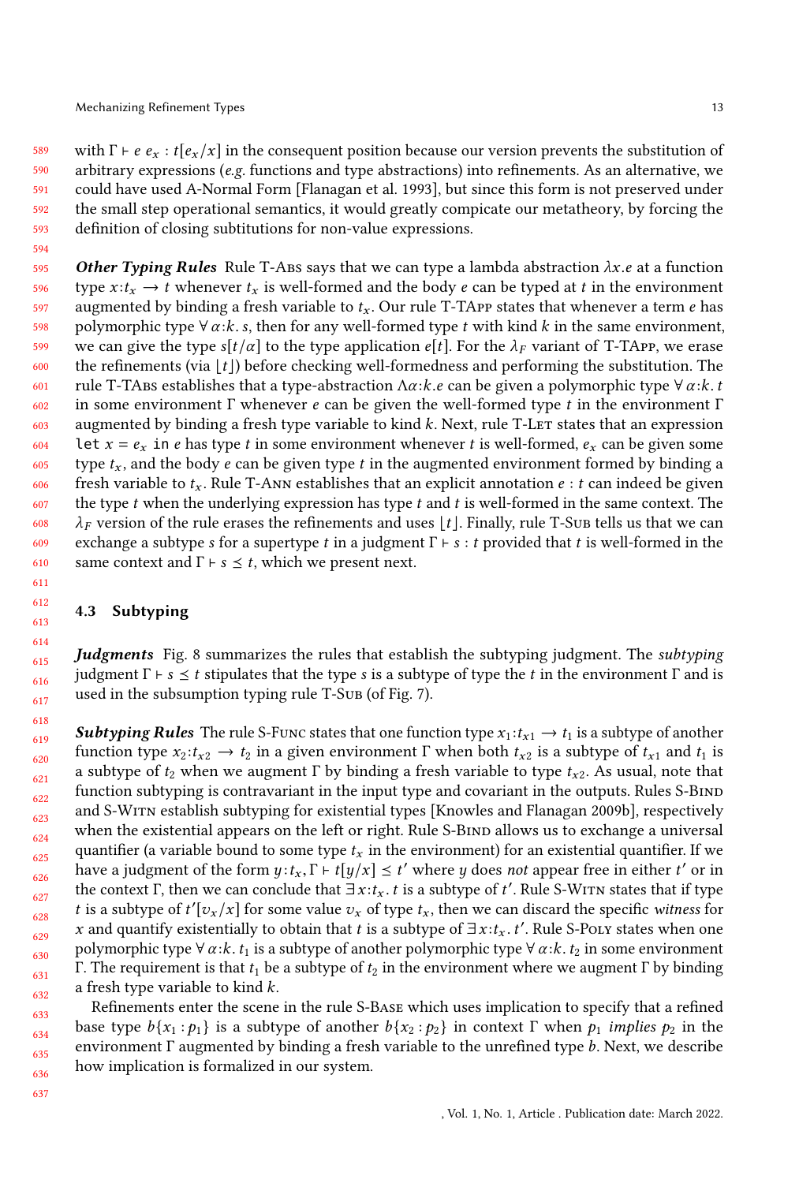with $\Gamma \vdash e\ e_x : t[e_x/x]$ in the consequent position because our version prevents the substitution of arbitrary expressions (*e.g.* functions and type abstractions) into refinements. As an alternative, we could have used A-Normal Form [Flanagan et al. 1993], but since this form is not preserved under the small step operational semantics, it would greatly compicate our metatheory, by forcing the definition of closing subtitutions for non-value expressions.

***Other Typing Rules*** Rule T-Abs says that we can type a lambda abstraction $\lambda x.e$ at a function type $x{:}t_x \to t$ whenever $t_x$ is well-formed and the body $e$ can be typed at $t$ in the environment augmented by binding a fresh variable to $t_x$. Our rule T-TApp states that whenever a term $e$ has polymorphic type $\forall\,\alpha{:}k.\,s$, then for any well-formed type $t$ with kind $k$ in the same environment, we can give the type $s[t/\alpha]$ to the type application $e[t]$. For the $\lambda_F$ variant of T-TApp, we erase the refinements (via $\lfloor t \rfloor$) before checking well-formedness and performing the substitution. The rule T-TAbs establishes that a type-abstraction $\Lambda\alpha{:}k.e$ can be given a polymorphic type $\forall\,\alpha{:}k.\,t$ in some environment $\Gamma$ whenever $e$ can be given the well-formed type $t$ in the environment $\Gamma$ augmented by binding a fresh type variable to kind $k$. Next, rule T-Let states that an expression `let` $x = e_x$ `in` $e$ has type $t$ in some environment whenever $t$ is well-formed, $e_x$ can be given some type $t_x$, and the body $e$ can be given type $t$ in the augmented environment formed by binding a fresh variable to $t_x$. Rule T-Ann establishes that an explicit annotation $e : t$ can indeed be given the type $t$ when the underlying expression has type $t$ and $t$ is well-formed in the same context. The $\lambda_F$ version of the rule erases the refinements and uses $\lfloor t \rfloor$. Finally, rule T-Sub tells us that we can exchange a subtype $s$ for a supertype $t$ in a judgment $\Gamma \vdash s : t$ provided that $t$ is well-formed in the same context and $\Gamma \vdash s \preceq t$, which we present next.

### 4.3 Subtyping

***Judgments*** Fig. 8 summarizes the rules that establish the subtyping judgment. The *subtyping* judgment $\Gamma \vdash s \preceq t$ stipulates that the type $s$ is a subtype of type the $t$ in the environment $\Gamma$ and is used in the subsumption typing rule T-Sub (of Fig. 7).

***Subtyping Rules*** The rule S-Func states that one function type $x_1{:}t_{x1} \to t_1$ is a subtype of another function type $x_2{:}t_{x2} \to t_2$ in a given environment $\Gamma$ when both $t_{x2}$ is a subtype of $t_{x1}$ and $t_1$ is a subtype of $t_2$ when we augment $\Gamma$ by binding a fresh variable to type $t_{x2}$. As usual, note that function subtyping is contravariant in the input type and covariant in the outputs. Rules S-Bind and S-Witn establish subtyping for existential types [Knowles and Flanagan 2009b], respectively when the existential appears on the left or right. Rule S-Bind allows us to exchange a universal quantifier (a variable bound to some type $t_x$ in the environment) for an existential quantifier. If we have a judgment of the form $y{:}t_x, \Gamma \vdash t[y/x] \preceq t'$ where $y$ does *not* appear free in either $t'$ or in the context $\Gamma$, then we can conclude that $\exists\,x{:}t_x.\,t$ is a subtype of $t'$. Rule S-Witn states that if type $t$ is a subtype of $t'[v_x/x]$ for some value $v_x$ of type $t_x$, then we can discard the specific *witness* for $x$ and quantify existentially to obtain that $t$ is a subtype of $\exists\,x{:}t_x.\,t'$. Rule S-Poly states when one polymorphic type $\forall\,\alpha{:}k.\,t_1$ is a subtype of another polymorphic type $\forall\,\alpha{:}k.\,t_2$ in some environment $\Gamma$. The requirement is that $t_1$ be a subtype of $t_2$ in the environment where we augment $\Gamma$ by binding a fresh type variable to kind $k$.

Refinements enter the scene in the rule S-Base which uses implication to specify that a refined base type $b\{x_1 : p_1\}$ is a subtype of another $b\{x_2 : p_2\}$ in context $\Gamma$ when $p_1$ *implies* $p_2$ in the environment $\Gamma$ augmented by binding a fresh variable to the unrefined type $b$. Next, we describe how implication is formalized in our system.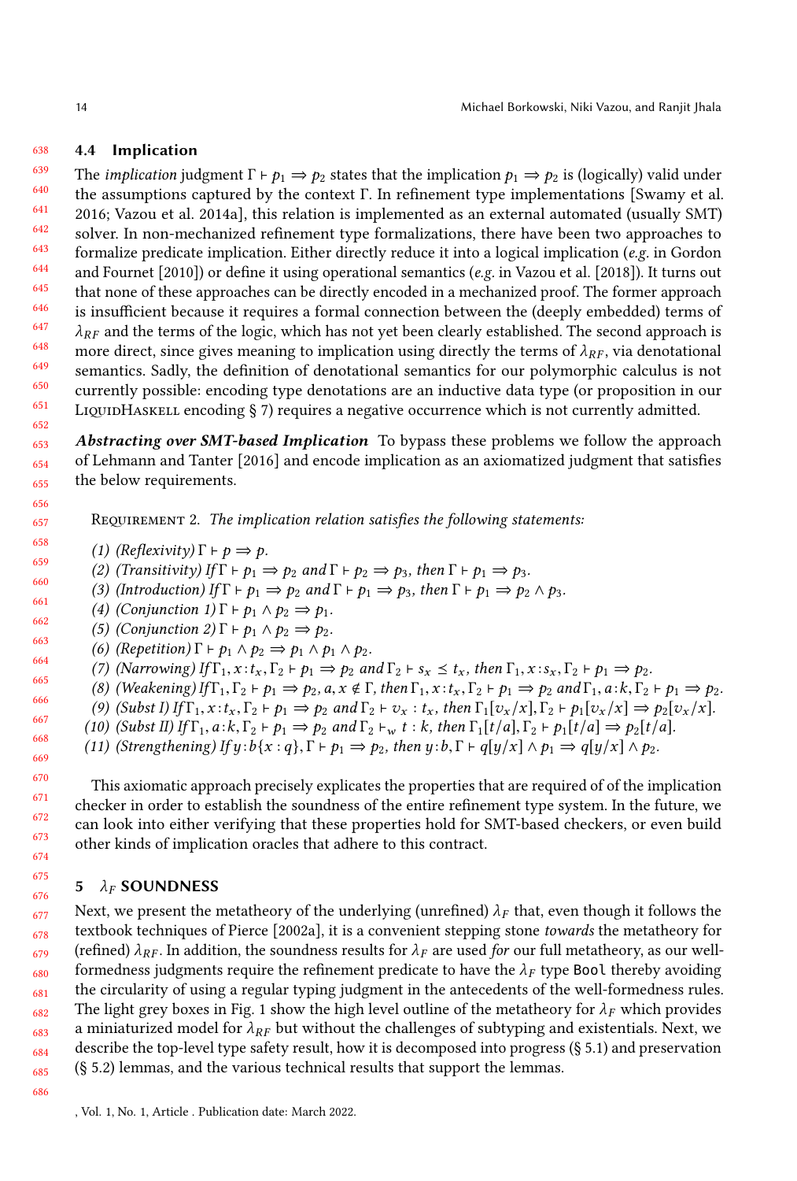### 4.4 Implication

The *implication* judgment $\Gamma \vdash p_1 \Rightarrow p_2$ states that the implication $p_1 \Rightarrow p_2$ is (logically) valid under the assumptions captured by the context $\Gamma$. In refinement type implementations [Swamy et al. 2016; Vazou et al. 2014a], this relation is implemented as an external automated (usually SMT) solver. In non-mechanized refinement type formalizations, there have been two approaches to formalize predicate implication. Either directly reduce it into a logical implication (*e.g.* in Gordon and Fournet [2010]) or define it using operational semantics (*e.g.* in Vazou et al. [2018]). It turns out that none of these approaches can be directly encoded in a mechanized proof. The former approach is insufficient because it requires a formal connection between the (deeply embedded) terms of $\lambda_{RF}$ and the terms of the logic, which has not yet been clearly established. The second approach is more direct, since gives meaning to implication using directly the terms of $\lambda_{RF}$, via denotational semantics. Sadly, the definition of denotational semantics for our polymorphic calculus is not currently possible: encoding type denotations are an inductive data type (or proposition in our LiquidHaskell encoding § 7) requires a negative occurrence which is not currently admitted.

***Abstracting over SMT-based Implication*** To bypass these problems we follow the approach of Lehmann and Tanter [2016] and encode implication as an axiomatized judgment that satisfies the below requirements.

Requirement 2. *The implication relation satisfies the following statements:*

1. *(Reflexivity)* $\Gamma \vdash p \Rightarrow p$.
2. *(Transitivity) If* $\Gamma \vdash p_1 \Rightarrow p_2$ *and* $\Gamma \vdash p_2 \Rightarrow p_3$*, then* $\Gamma \vdash p_1 \Rightarrow p_3$.
3. *(Introduction) If* $\Gamma \vdash p_1 \Rightarrow p_2$ *and* $\Gamma \vdash p_1 \Rightarrow p_3$*, then* $\Gamma \vdash p_1 \Rightarrow p_2 \wedge p_3$.
4. *(Conjunction 1)* $\Gamma \vdash p_1 \wedge p_2 \Rightarrow p_1$.
5. *(Conjunction 2)* $\Gamma \vdash p_1 \wedge p_2 \Rightarrow p_2$.
6. *(Repetition)* $\Gamma \vdash p_1 \wedge p_2 \Rightarrow p_1 \wedge p_1 \wedge p_2$.
7. *(Narrowing) If* $\Gamma_1, x{:}t_x, \Gamma_2 \vdash p_1 \Rightarrow p_2$ *and* $\Gamma_2 \vdash s_x \preceq t_x$*, then* $\Gamma_1, x{:}s_x, \Gamma_2 \vdash p_1 \Rightarrow p_2$.
8. *(Weakening) If* $\Gamma_1, \Gamma_2 \vdash p_1 \Rightarrow p_2, a, x \notin \Gamma$*, then* $\Gamma_1, x{:}t_x, \Gamma_2 \vdash p_1 \Rightarrow p_2$ *and* $\Gamma_1, a{:}k, \Gamma_2 \vdash p_1 \Rightarrow p_2$.
9. *(Subst I) If* $\Gamma_1, x{:}t_x, \Gamma_2 \vdash p_1 \Rightarrow p_2$ *and* $\Gamma_2 \vdash v_x : t_x$*, then* $\Gamma_1[v_x/x], \Gamma_2 \vdash p_1[v_x/x] \Rightarrow p_2[v_x/x]$.
10. *(Subst II) If* $\Gamma_1, a{:}k, \Gamma_2 \vdash p_1 \Rightarrow p_2$ *and* $\Gamma_2 \vdash_w t : k$*, then* $\Gamma_1[t/a], \Gamma_2 \vdash p_1[t/a] \Rightarrow p_2[t/a]$.
11. *(Strengthening) If* $y{:}b\{x : q\}, \Gamma \vdash p_1 \Rightarrow p_2$*, then* $y{:}b, \Gamma \vdash q[y/x] \wedge p_1 \Rightarrow q[y/x] \wedge p_2$.

This axiomatic approach precisely explicates the properties that are required of of the implication checker in order to establish the soundness of the entire refinement type system. In the future, we can look into either verifying that these properties hold for SMT-based checkers, or even build other kinds of implication oracles that adhere to this contract.

## 5 $\lambda_F$ SOUNDNESS

Next, we present the metatheory of the underlying (unrefined) $\lambda_F$ that, even though it follows the textbook techniques of Pierce [2002a], it is a convenient stepping stone *towards* the metatheory for (refined) $\lambda_{RF}$. In addition, the soundness results for $\lambda_F$ are used *for* our full metatheory, as our well-formedness judgments require the refinement predicate to have the $\lambda_F$ type `Bool` thereby avoiding the circularity of using a regular typing judgment in the antecedents of the well-formedness rules. The light grey boxes in Fig. 1 show the high level outline of the metatheory for $\lambda_F$ which provides a miniaturized model for $\lambda_{RF}$ but without the challenges of subtyping and existentials. Next, we describe the top-level type safety result, how it is decomposed into progress (§ 5.1) and preservation (§ 5.2) lemmas, and the various technical results that support the lemmas.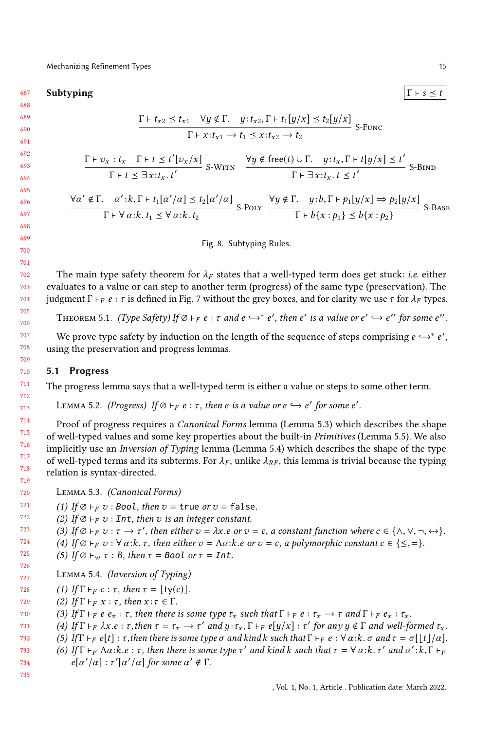**Subtyping** $\boxed{\Gamma \vdash s \preceq t}$

$$\frac{\Gamma \vdash t_{x2} \preceq t_{x1} \quad \forall y \notin \Gamma. \quad y{:}t_{x2}, \Gamma \vdash t_1[y/x] \preceq t_2[y/x]}{\Gamma \vdash x{:}t_{x1} \rightarrow t_1 \preceq x{:}t_{x2} \rightarrow t_2} \text{ S-Func}$$

$$\frac{\Gamma \vdash v_x : t_x \quad \Gamma \vdash t \preceq t'[v_x/x]}{\Gamma \vdash t \preceq \exists x{:}t_x.\, t'} \text{ S-Witn} \qquad \frac{\forall y \notin \text{free}(t) \cup \Gamma. \quad y{:}t_x, \Gamma \vdash t[y/x] \preceq t'}{\Gamma \vdash \exists x{:}t_x.\, t \preceq t'} \text{ S-Bind}$$

$$\frac{\forall \alpha' \notin \Gamma. \quad \alpha'{:}k, \Gamma \vdash t_1[\alpha'/\alpha] \preceq t_2[\alpha'/\alpha]}{\Gamma \vdash \forall \alpha{:}k.\, t_1 \preceq \forall \alpha{:}k.\, t_2} \text{ S-Poly} \qquad \frac{\forall y \notin \Gamma. \quad y{:}b, \Gamma \vdash p_1[y/x] \Rightarrow p_2[y/x]}{\Gamma \vdash b\{x : p_1\} \preceq b\{x : p_2\}} \text{ S-Base}$$

Fig. 8. Subtyping Rules.

The main type safety theorem for $\lambda_F$ states that a well-typed term does get stuck: *i.e.* either evaluates to a value or can step to another term (progress) of the same type (preservation). The judgment $\Gamma \vdash_F e : \tau$ is defined in Fig. 7 without the grey boxes, and for clarity we use $\tau$ for $\lambda_F$ types.

Theorem 5.1. *(Type Safety) If $\varnothing \vdash_F e : \tau$ and $e \hookrightarrow^* e'$, then $e'$ is a value or $e' \hookrightarrow e''$ for some $e''$.*

We prove type safety by induction on the length of the sequence of steps comprising $e \hookrightarrow^* e'$, using the preservation and progress lemmas.

## 5.1 Progress

The progress lemma says that a well-typed term is either a value or steps to some other term.

Lemma 5.2. *(Progress) If $\varnothing \vdash_F e : \tau$, then $e$ is a value or $e \hookrightarrow e'$ for some $e'$.*

Proof of progress requires a *Canonical Forms* lemma (Lemma 5.3) which describes the shape of well-typed values and some key properties about the built-in *Primitives* (Lemma 5.5). We also implicitly use an *Inversion of Typing* lemma (Lemma 5.4) which describes the shape of the type of well-typed terms and its subterms. For $\lambda_F$, unlike $\lambda_{RF}$, this lemma is trivial because the typing relation is syntax-directed.

Lemma 5.3. *(Canonical Forms)*

*(1) If $\varnothing \vdash_F v : \texttt{Bool}$, then $v = \texttt{true}$ or $v = \texttt{false}$.*
*(2) If $\varnothing \vdash_F v : \texttt{Int}$, then $v$ is an integer constant.*
*(3) If $\varnothing \vdash_F v : \tau \rightarrow \tau'$, then either $v = \lambda x.e$ or $v = c$, a constant function where $c \in \{\wedge, \vee, \neg, \leftrightarrow\}$.*
*(4) If $\varnothing \vdash_F v : \forall \alpha{:}k.\, \tau$, then either $v = \Lambda\alpha{:}k.e$ or $v = c$, a polymorphic constant $c \in \{\leq, =\}$.*
*(5) If $\varnothing \vdash_w \tau : B$, then $\tau = \texttt{Bool}$ or $\tau = \texttt{Int}$.*

Lemma 5.4. *(Inversion of Typing)*

*(1) If $\Gamma \vdash_F c : \tau$, then $\tau = \lfloor \text{ty}(c) \rfloor$.*
*(2) If $\Gamma \vdash_F x : \tau$, then $x{:}\tau \in \Gamma$.*
*(3) If $\Gamma \vdash_F e\ e_x : \tau$, then there is some type $\tau_x$ such that $\Gamma \vdash_F e : \tau_x \rightarrow \tau$ and $\Gamma \vdash_F e_x : \tau_x$.*
*(4) If $\Gamma \vdash_F \lambda x.e : \tau$, then $\tau = \tau_x \rightarrow \tau'$ and $y{:}\tau_x, \Gamma \vdash_F e[y/x] : \tau'$ for any $y \notin \Gamma$ and well-formed $\tau_x$.*
*(5) If $\Gamma \vdash_F e[t] : \tau$, then there is some type $\sigma$ and kind $k$ such that $\Gamma \vdash_F e : \forall \alpha{:}k.\, \sigma$ and $\tau = \sigma[\lfloor t \rfloor/\alpha]$.*
*(6) If $\Gamma \vdash_F \Lambda\alpha{:}k.e : \tau$, then there is some type $\tau'$ and kind $k$ such that $\tau = \forall \alpha{:}k.\, \tau'$ and $\alpha'{:}k, \Gamma \vdash_F e[\alpha'/\alpha] : \tau'[\alpha'/\alpha]$ for some $\alpha' \notin \Gamma$.*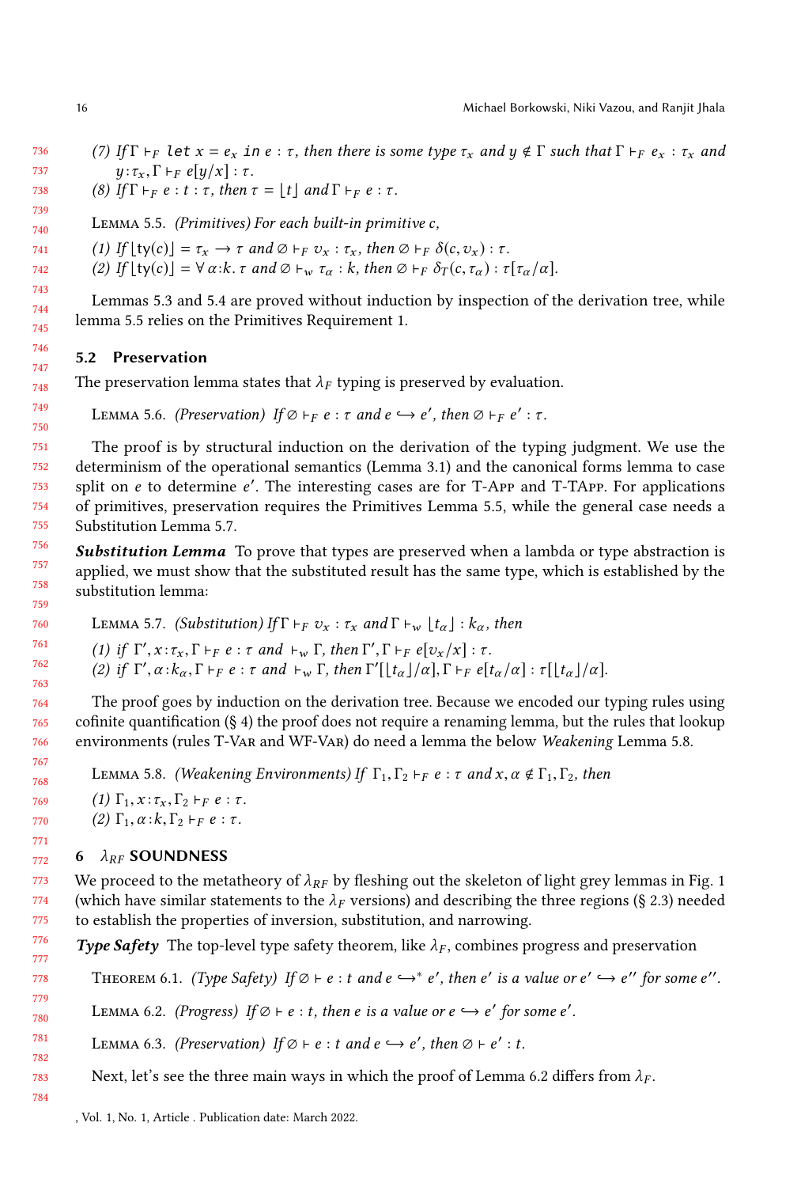(7) If $\Gamma \vdash_F \texttt{let}\ x = e_x\ \texttt{in}\ e : \tau$, then there is some type $\tau_x$ and $y \notin \Gamma$ such that $\Gamma \vdash_F e_x : \tau_x$ and $y{:}\tau_x, \Gamma \vdash_F e[y/x] : \tau$.

(8) If $\Gamma \vdash_F e : t : \tau$, then $\tau = \lfloor t \rfloor$ and $\Gamma \vdash_F e : \tau$.

Lemma 5.5. *(Primitives) For each built-in primitive c,*

(1) If $\lfloor \mathsf{ty}(c) \rfloor = \tau_x \to \tau$ and $\varnothing \vdash_F v_x : \tau_x$, then $\varnothing \vdash_F \delta(c, v_x) : \tau$.

(2) If $\lfloor \mathsf{ty}(c) \rfloor = \forall\, \alpha{:}k.\, \tau$ and $\varnothing \vdash_w \tau_\alpha : k$, then $\varnothing \vdash_F \delta_T(c, \tau_\alpha) : \tau[\tau_\alpha/\alpha]$.

Lemmas 5.3 and 5.4 are proved without induction by inspection of the derivation tree, while lemma 5.5 relies on the Primitives Requirement 1.

## 5.2 Preservation

The preservation lemma states that $\lambda_F$ typing is preserved by evaluation.

Lemma 5.6. *(Preservation) If $\varnothing \vdash_F e : \tau$ and $e \hookrightarrow e'$, then $\varnothing \vdash_F e' : \tau$.*

The proof is by structural induction on the derivation of the typing judgment. We use the determinism of the operational semantics (Lemma 3.1) and the canonical forms lemma to case split on $e$ to determine $e'$. The interesting cases are for T-App and T-TApp. For applications of primitives, preservation requires the Primitives Lemma 5.5, while the general case needs a Substitution Lemma 5.7.

***Substitution Lemma*** To prove that types are preserved when a lambda or type abstraction is applied, we must show that the substituted result has the same type, which is established by the substitution lemma:

Lemma 5.7. *(Substitution) If $\Gamma \vdash_F v_x : \tau_x$ and $\Gamma \vdash_w \lfloor t_\alpha \rfloor : k_\alpha$, then*

(1) if $\Gamma', x{:}\tau_x, \Gamma \vdash_F e : \tau$ and $\vdash_w \Gamma$, then $\Gamma', \Gamma \vdash_F e[v_x/x] : \tau$.

(2) if $\Gamma', \alpha{:}k_\alpha, \Gamma \vdash_F e : \tau$ and $\vdash_w \Gamma$, then $\Gamma'[\lfloor t_\alpha \rfloor/\alpha], \Gamma \vdash_F e[t_\alpha/\alpha] : \tau[\lfloor t_\alpha \rfloor/\alpha]$.

The proof goes by induction on the derivation tree. Because we encoded our typing rules using cofinite quantification (§ 4) the proof does not require a renaming lemma, but the rules that lookup environments (rules T-Var and WF-Var) do need a lemma the below *Weakening* Lemma 5.8.

Lemma 5.8. *(Weakening Environments) If $\Gamma_1, \Gamma_2 \vdash_F e : \tau$ and $x, \alpha \notin \Gamma_1, \Gamma_2$, then*

(1) $\Gamma_1, x{:}\tau_x, \Gamma_2 \vdash_F e : \tau$.

(2) $\Gamma_1, \alpha{:}k, \Gamma_2 \vdash_F e : \tau$.

# 6 $\lambda_{RF}$ SOUNDNESS

We proceed to the metatheory of $\lambda_{RF}$ by fleshing out the skeleton of light grey lemmas in Fig. 1 (which have similar statements to the $\lambda_F$ versions) and describing the three regions (§ 2.3) needed to establish the properties of inversion, substitution, and narrowing.

***Type Safety*** The top-level type safety theorem, like $\lambda_F$, combines progress and preservation

Theorem 6.1. *(Type Safety) If $\varnothing \vdash e : t$ and $e \hookrightarrow^* e'$, then $e'$ is a value or $e' \hookrightarrow e''$ for some $e''$.*

Lemma 6.2. *(Progress) If $\varnothing \vdash e : t$, then $e$ is a value or $e \hookrightarrow e'$ for some $e'$.*

Lemma 6.3. *(Preservation) If $\varnothing \vdash e : t$ and $e \hookrightarrow e'$, then $\varnothing \vdash e' : t$.*

Next, let's see the three main ways in which the proof of Lemma 6.2 differs from $\lambda_F$.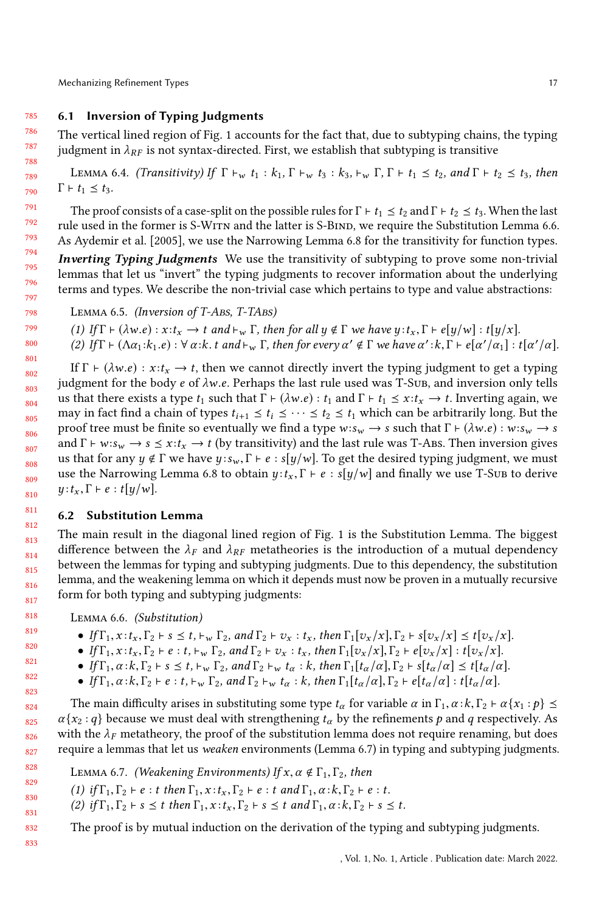## 6.1 Inversion of Typing Judgments

The vertical lined region of Fig. 1 accounts for the fact that, due to subtyping chains, the typing judgment in $\lambda_{RF}$ is not syntax-directed. First, we establish that subtyping is transitive

Lemma 6.4. *(Transitivity) If $\Gamma \vdash_w t_1 : k_1, \Gamma \vdash_w t_3 : k_3, \vdash_w \Gamma, \Gamma \vdash t_1 \preceq t_2$, and $\Gamma \vdash t_2 \preceq t_3$, then $\Gamma \vdash t_1 \preceq t_3$.*

The proof consists of a case-split on the possible rules for $\Gamma \vdash t_1 \preceq t_2$ and $\Gamma \vdash t_2 \preceq t_3$. When the last rule used in the former is S-Witn and the latter is S-Bind, we require the Substitution Lemma 6.6. As Aydemir et al. [2005], we use the Narrowing Lemma 6.8 for the transitivity for function types.

***Inverting Typing Judgments*** We use the transitivity of subtyping to prove some non-trivial lemmas that let us "invert" the typing judgments to recover information about the underlying terms and types. We describe the non-trivial case which pertains to type and value abstractions:

Lemma 6.5. *(Inversion of T-Abs, T-TAbs)*

*(1) If $\Gamma \vdash (\lambda w.e) : x{:}t_x \to t$ and $\vdash_w \Gamma$, then for all $y \notin \Gamma$ we have $y{:}t_x, \Gamma \vdash e[y/w] : t[y/x]$.*
*(2) If $\Gamma \vdash (\Lambda\alpha_1{:}k_1.e) : \forall\,\alpha{:}k.\,t$ and $\vdash_w \Gamma$, then for every $\alpha' \notin \Gamma$ we have $\alpha'{:}k, \Gamma \vdash e[\alpha'/\alpha_1] : t[\alpha'/\alpha]$.*

If $\Gamma \vdash (\lambda w.e) : x{:}t_x \to t$, then we cannot directly invert the typing judgment to get a typing judgment for the body $e$ of $\lambda w.e$. Perhaps the last rule used was T-Sub, and inversion only tells us that there exists a type $t_1$ such that $\Gamma \vdash (\lambda w.e) : t_1$ and $\Gamma \vdash t_1 \preceq x{:}t_x \to t$. Inverting again, we may in fact find a chain of types $t_{i+1} \preceq t_i \preceq \cdots \preceq t_2 \preceq t_1$ which can be arbitrarily long. But the proof tree must be finite so eventually we find a type $w{:}s_w \to s$ such that $\Gamma \vdash (\lambda w.e) : w{:}s_w \to s$ and $\Gamma \vdash w{:}s_w \to s \preceq x{:}t_x \to t$ (by transitivity) and the last rule was T-Abs. Then inversion gives us that for any $y \notin \Gamma$ we have $y{:}s_w, \Gamma \vdash e : s[y/w]$. To get the desired typing judgment, we must use the Narrowing Lemma 6.8 to obtain $y{:}t_x, \Gamma \vdash e : s[y/w]$ and finally we use T-Sub to derive $y{:}t_x, \Gamma \vdash e : t[y/w]$.

## 6.2 Substitution Lemma

The main result in the diagonal lined region of Fig. 1 is the Substitution Lemma. The biggest difference between the $\lambda_F$ and $\lambda_{RF}$ metatheories is the introduction of a mutual dependency between the lemmas for typing and subtyping judgments. Due to this dependency, the substitution lemma, and the weakening lemma on which it depends must now be proven in a mutually recursive form for both typing and subtyping judgments:

Lemma 6.6. *(Substitution)*

- *If $\Gamma_1, x{:}t_x, \Gamma_2 \vdash s \preceq t$, $\vdash_w \Gamma_2$, and $\Gamma_2 \vdash v_x : t_x$, then $\Gamma_1[v_x/x], \Gamma_2 \vdash s[v_x/x] \preceq t[v_x/x]$.*
- *If $\Gamma_1, x{:}t_x, \Gamma_2 \vdash e : t$, $\vdash_w \Gamma_2$, and $\Gamma_2 \vdash v_x : t_x$, then $\Gamma_1[v_x/x], \Gamma_2 \vdash e[v_x/x] : t[v_x/x]$.*
- *If $\Gamma_1, \alpha{:}k, \Gamma_2 \vdash s \preceq t$, $\vdash_w \Gamma_2$, and $\Gamma_2 \vdash_w t_\alpha : k$, then $\Gamma_1[t_\alpha/\alpha], \Gamma_2 \vdash s[t_\alpha/\alpha] \preceq t[t_\alpha/\alpha]$.*
- *If $\Gamma_1, \alpha{:}k, \Gamma_2 \vdash e : t$, $\vdash_w \Gamma_2$, and $\Gamma_2 \vdash_w t_\alpha : k$, then $\Gamma_1[t_\alpha/\alpha], \Gamma_2 \vdash e[t_\alpha/\alpha] : t[t_\alpha/\alpha]$.*

The main difficulty arises in substituting some type $t_\alpha$ for variable $\alpha$ in $\Gamma_1, \alpha{:}k, \Gamma_2 \vdash \alpha\{x_1 : p\} \preceq \alpha\{x_2 : q\}$ because we must deal with strengthening $t_\alpha$ by the refinements $p$ and $q$ respectively. As with the $\lambda_F$ metatheory, the proof of the substitution lemma does not require renaming, but does require a lemmas that let us *weaken* environments (Lemma 6.7) in typing and subtyping judgments.

Lemma 6.7. *(Weakening Environments) If $x, \alpha \notin \Gamma_1, \Gamma_2$, then*
*(1) if $\Gamma_1, \Gamma_2 \vdash e : t$ then $\Gamma_1, x{:}t_x, \Gamma_2 \vdash e : t$ and $\Gamma_1, \alpha{:}k, \Gamma_2 \vdash e : t$.*
*(2) if $\Gamma_1, \Gamma_2 \vdash s \preceq t$ then $\Gamma_1, x{:}t_x, \Gamma_2 \vdash s \preceq t$ and $\Gamma_1, \alpha{:}k, \Gamma_2 \vdash s \preceq t$.*

The proof is by mutual induction on the derivation of the typing and subtyping judgments.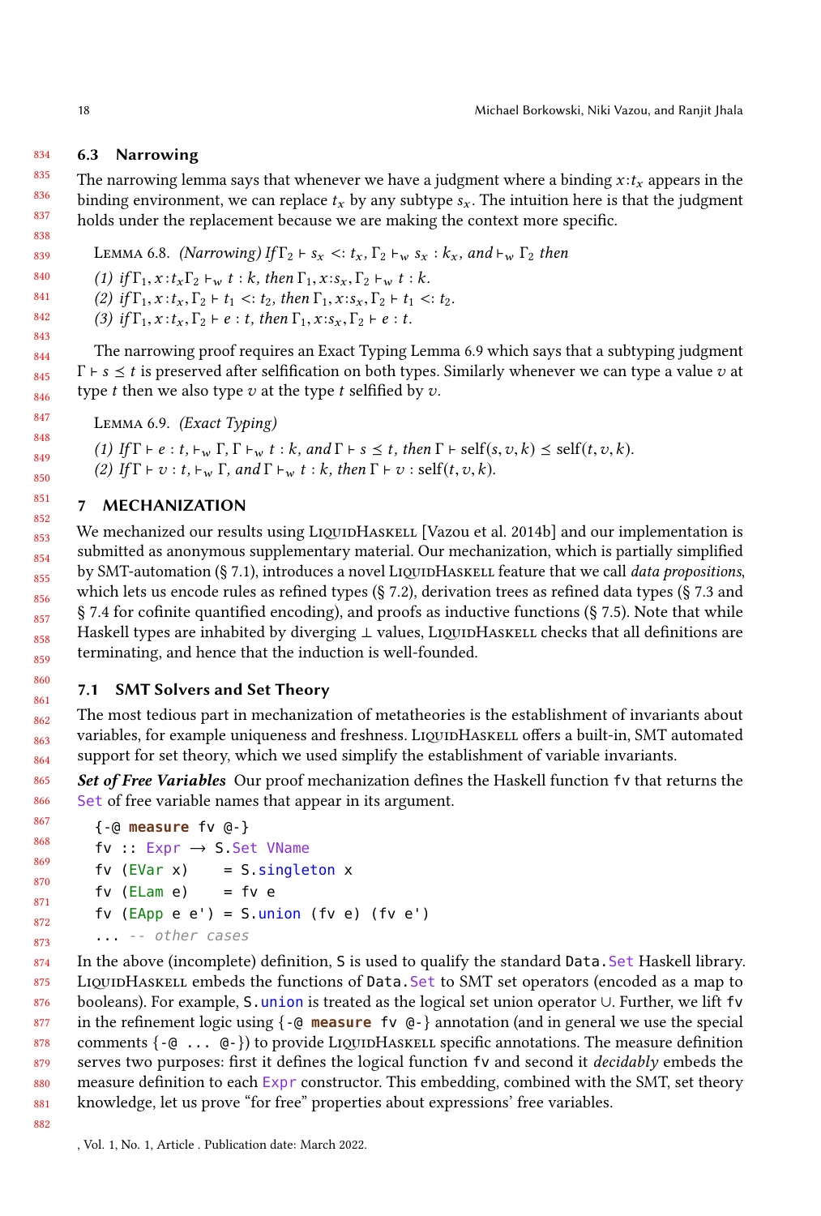### 6.3 Narrowing

The narrowing lemma says that whenever we have a judgment where a binding $x{:}t_x$ appears in the binding environment, we can replace $t_x$ by any subtype $s_x$. The intuition here is that the judgment holds under the replacement because we are making the context more specific.

Lemma 6.8. *(Narrowing) If* $\Gamma_2 \vdash s_x <: t_x$, $\Gamma_2 \vdash_w s_x : k_x$, *and* $\vdash_w \Gamma_2$ *then*

*(1) if* $\Gamma_1, x{:}t_x \Gamma_2 \vdash_w t : k$, *then* $\Gamma_1, x{:}s_x, \Gamma_2 \vdash_w t : k$.
*(2) if* $\Gamma_1, x{:}t_x, \Gamma_2 \vdash t_1 <: t_2$, *then* $\Gamma_1, x{:}s_x, \Gamma_2 \vdash t_1 <: t_2$.
*(3) if* $\Gamma_1, x{:}t_x, \Gamma_2 \vdash e : t$, *then* $\Gamma_1, x{:}s_x, \Gamma_2 \vdash e : t$.

The narrowing proof requires an Exact Typing Lemma 6.9 which says that a subtyping judgment $\Gamma \vdash s \preceq t$ is preserved after selfification on both types. Similarly whenever we can type a value $v$ at type $t$ then we also type $v$ at the type $t$ selfified by $v$.

Lemma 6.9. *(Exact Typing)*

*(1) If* $\Gamma \vdash e : t$, $\vdash_w \Gamma$, $\Gamma \vdash_w t : k$, *and* $\Gamma \vdash s \preceq t$, *then* $\Gamma \vdash \text{self}(s, v, k) \preceq \text{self}(t, v, k)$.
*(2) If* $\Gamma \vdash v : t$, $\vdash_w \Gamma$, *and* $\Gamma \vdash_w t : k$, *then* $\Gamma \vdash v : \text{self}(t, v, k)$.

## 7 MECHANIZATION

We mechanized our results using LiquidHaskell [Vazou et al. 2014b] and our implementation is submitted as anonymous supplementary material. Our mechanization, which is partially simplified by SMT-automation (§ 7.1), introduces a novel LiquidHaskell feature that we call *data propositions*, which lets us encode rules as refined types (§ 7.2), derivation trees as refined data types (§ 7.3 and § 7.4 for cofinite quantified encoding), and proofs as inductive functions (§ 7.5). Note that while Haskell types are inhabited by diverging $\perp$ values, LiquidHaskell checks that all definitions are terminating, and hence that the induction is well-founded.

### 7.1 SMT Solvers and Set Theory

The most tedious part in mechanization of metatheories is the establishment of invariants about variables, for example uniqueness and freshness. LiquidHaskell offers a built-in, SMT automated support for set theory, which we used simplify the establishment of variable invariants.

***Set of Free Variables*** Our proof mechanization defines the Haskell function `fv` that returns the `Set` of free variable names that appear in its argument.

```
{-@ measure fv @-}
fv :: Expr → S.Set VName
fv (EVar x)    = S.singleton x
fv (ELam e)    = fv e
fv (EApp e e') = S.union (fv e) (fv e')
... -- other cases
```

In the above (incomplete) definition, `S` is used to qualify the standard `Data.Set` Haskell library. LiquidHaskell embeds the functions of `Data.Set` to SMT set operators (encoded as a map to booleans). For example, `S.union` is treated as the logical set union operator $\cup$. Further, we lift `fv` in the refinement logic using `{-@ measure fv @-}` annotation (and in general we use the special comments `{-@ ... @-}`) to provide LiquidHaskell specific annotations. The measure definition serves two purposes: first it defines the logical function `fv` and second it *decidably* embeds the measure definition to each `Expr` constructor. This embedding, combined with the SMT, set theory knowledge, let us prove "for free" properties about expressions' free variables.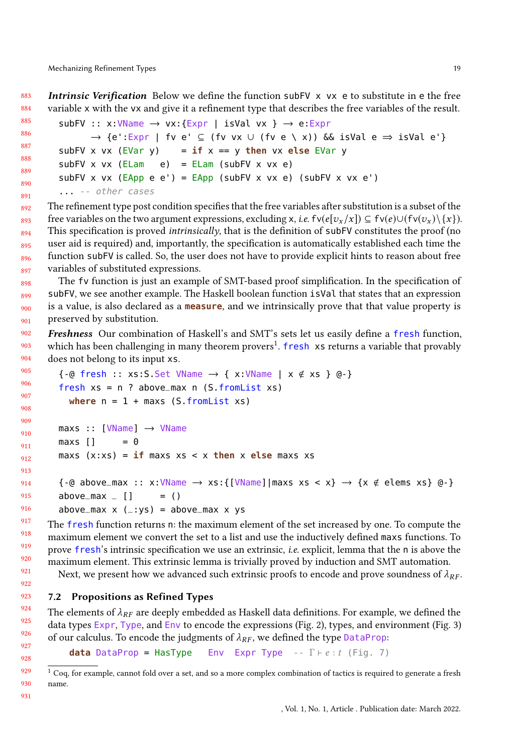***Intrinsic Verification*** Below we define the function `subFV x vx e` to substitute in `e` the free variable `x` with the `vx` and give it a refinement type that describes the free variables of the result.

```
subFV :: x:VName → vx:{Expr | isVal vx } → e:Expr
      → {e':Expr | fv e' ⊆ (fv vx ∪ (fv e \ x)) && isVal e ⇒ isVal e'}
subFV x vx (EVar y)    = if x == y then vx else EVar y
subFV x vx (ELam   e)  = ELam (subFV x vx e)
subFV x vx (EApp e e') = EApp (subFV x vx e) (subFV x vx e')
... -- other cases
```

The refinement type post condition specifies that the free variables after substitution is a subset of the free variables on the two argument expressions, excluding `x`, *i.e.* $\mathsf{fv}(e[v_x/x]) \subseteq \mathsf{fv}(e) \cup (\mathsf{fv}(v_x) \setminus \{x\})$. This specification is proved *intrinsically*, that is the definition of `subFV` constitutes the proof (no user aid is required) and, importantly, the specification is automatically established each time the function `subFV` is called. So, the user does not have to provide explicit hints to reason about free variables of substituted expressions.

The `fv` function is just an example of SMT-based proof simplification. In the specification of `subFV`, we see another example. The Haskell boolean function `isVal` that states that an expression is a value, is also declared as a **`measure`**, and we intrinsically prove that that value property is preserved by substitution.

***Freshness*** Our combination of Haskell's and SMT's sets let us easily define a `fresh` function, which has been challenging in many theorem provers[1]. `fresh xs` returns a variable that provably does not belong to its input `xs`.

```
{-@ fresh :: xs:S.Set VName → { x:VName | x ∉ xs } @-}
fresh xs = n ? above_max n (S.fromList xs)
  where n = 1 + maxs (S.fromList xs)

maxs :: [VName] → VName
maxs []     = 0
maxs (x:xs) = if maxs xs < x then x else maxs xs

{-@ above_max :: x:VName → xs:{[VName]|maxs xs < x} → {x ∉ elems xs} @-}
above_max _ []     = ()
above_max x (_:ys) = above_max x ys
```

The `fresh` function returns `n`: the maximum element of the set increased by one. To compute the maximum element we convert the set to a list and use the inductively defined `maxs` functions. To prove `fresh`'s intrinsic specification we use an extrinsic, *i.e.* explicit, lemma that the `n` is above the maximum element. This extrinsic lemma is trivially proved by induction and SMT automation.

Next, we present how we advanced such extrinsic proofs to encode and prove soundness of $\lambda_{RF}$.

## 7.2 Propositions as Refined Types

The elements of $\lambda_{RF}$ are deeply embedded as Haskell data definitions. For example, we defined the data types `Expr`, `Type`, and `Env` to encode the expressions (Fig. 2), types, and environment (Fig. 3) of our calculus. To encode the judgments of $\lambda_{RF}$, we defined the type `DataProp`:

```
data DataProp = HasType   Env  Expr Type  -- Γ ⊢ e : t (Fig. 7)
```

[1] Coq, for example, cannot fold over a set, and so a more complex combination of tactics is required to generate a fresh name.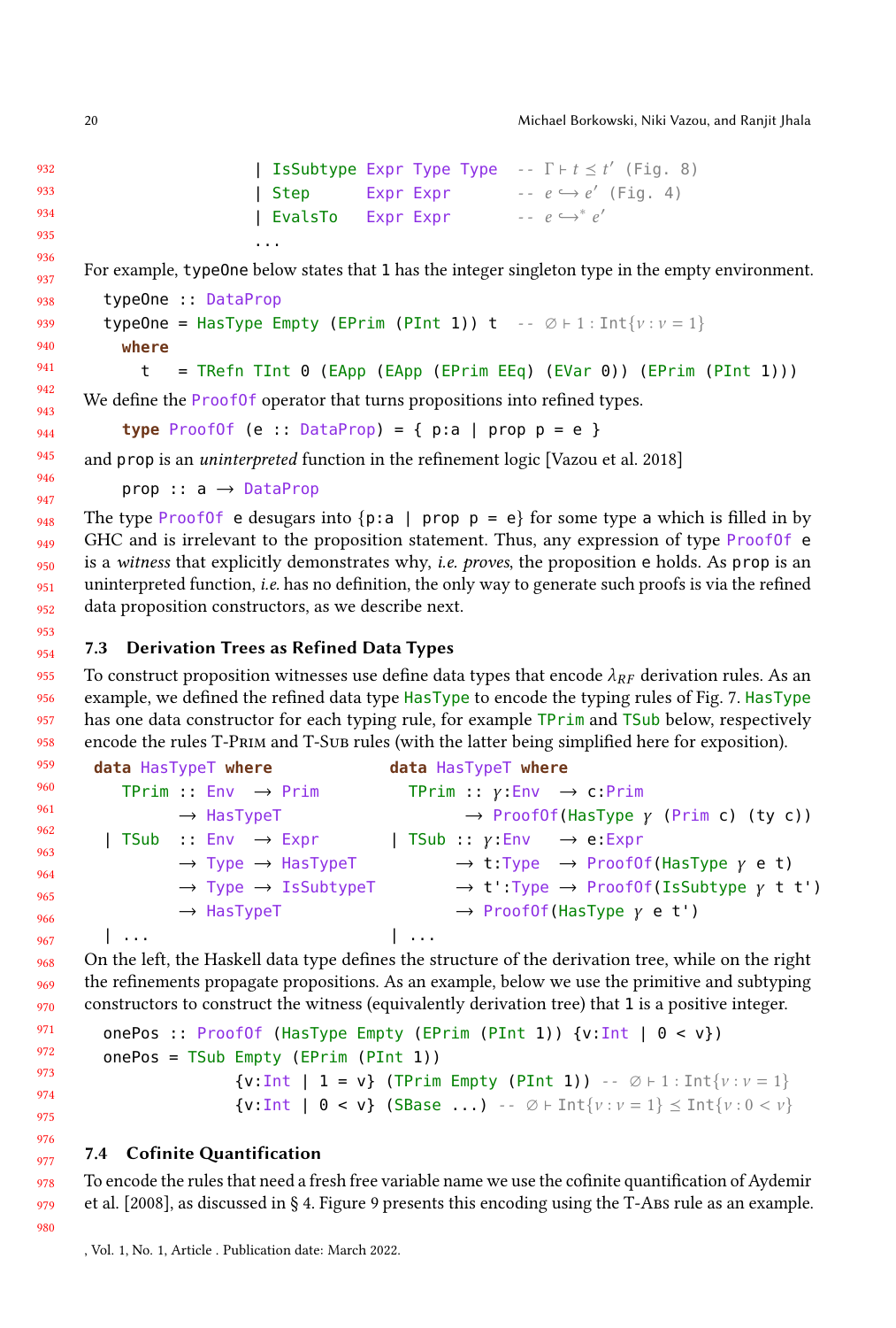```
                    | IsSubtype Expr Type Type  -- Γ ⊢ t ≼ t' (Fig. 8)
                    | Step      Expr Expr       -- e ↪ e' (Fig. 4)
                    | EvalsTo   Expr Expr       -- e ↪* e'
                    ...
```

For example, `typeOne` below states that 1 has the integer singleton type in the empty environment.

```
typeOne :: DataProp
typeOne = HasType Empty (EPrim (PInt 1)) t  -- ∅ ⊢ 1 : Int{v : v = 1}
  where
    t   = TRefn TInt 0 (EApp (EApp (EPrim EEq) (EVar 0)) (EPrim (PInt 1)))
```

We define the `ProofOf` operator that turns propositions into refined types.

```
type ProofOf (e :: DataProp) = { p:a | prop p = e }
```

and `prop` is an *uninterpreted* function in the refinement logic [Vazou et al. 2018]

```
prop :: a → DataProp
```

The type `ProofOf e` desugars into `{p:a | prop p = e}` for some type `a` which is filled in by GHC and is irrelevant to the proposition statement. Thus, any expression of type `ProofOf e` is a *witness* that explicitly demonstrates why, *i.e. proves*, the proposition `e` holds. As `prop` is an uninterpreted function, *i.e.* has no definition, the only way to generate such proofs is via the refined data proposition constructors, as we describe next.

### 7.3 Derivation Trees as Refined Data Types

To construct proposition witnesses use define data types that encode $\lambda_{RF}$ derivation rules. As an example, we defined the refined data type `HasType` to encode the typing rules of Fig. 7. `HasType` has one data constructor for each typing rule, for example `TPrim` and `TSub` below, respectively encode the rules T-Prim and T-Sub rules (with the latter being simplified here for exposition).

```
data HasTypeT where
   TPrim :: Env  → Prim
         → HasTypeT
 | TSub  :: Env  → Expr
         → Type  → HasTypeT
         → Type  → IsSubtypeT
         → HasTypeT
 | ...
```

```
data HasTypeT where
  TPrim :: γ:Env   → c:Prim
          → ProofOf(HasType γ (Prim c) (ty c))
| TSub :: γ:Env    → e:Expr
       → t:Type   → ProofOf(HasType γ e t)
       → t':Type  → ProofOf(IsSubtype γ t t')
       → ProofOf(HasType γ e t')
| ...
```

On the left, the Haskell data type defines the structure of the derivation tree, while on the right the refinements propagate propositions. As an example, below we use the primitive and subtyping constructors to construct the witness (equivalently derivation tree) that 1 is a positive integer.

```
onePos :: ProofOf (HasType Empty (EPrim (PInt 1)) {v:Int | 0 < v})
onePos = TSub Empty (EPrim (PInt 1))
              {v:Int | 1 = v} (TPrim Empty (PInt 1)) -- ∅ ⊢ 1 : Int{v : v = 1}
              {v:Int | 0 < v} (SBase ...) -- ∅ ⊢ Int{v : v = 1} ≼ Int{v : 0 < v}
```

### 7.4 Cofinite Quantification

To encode the rules that need a fresh free variable name we use the cofinite quantification of Aydemir et al. [2008], as discussed in § 4. Figure 9 presents this encoding using the T-Abs rule as an example.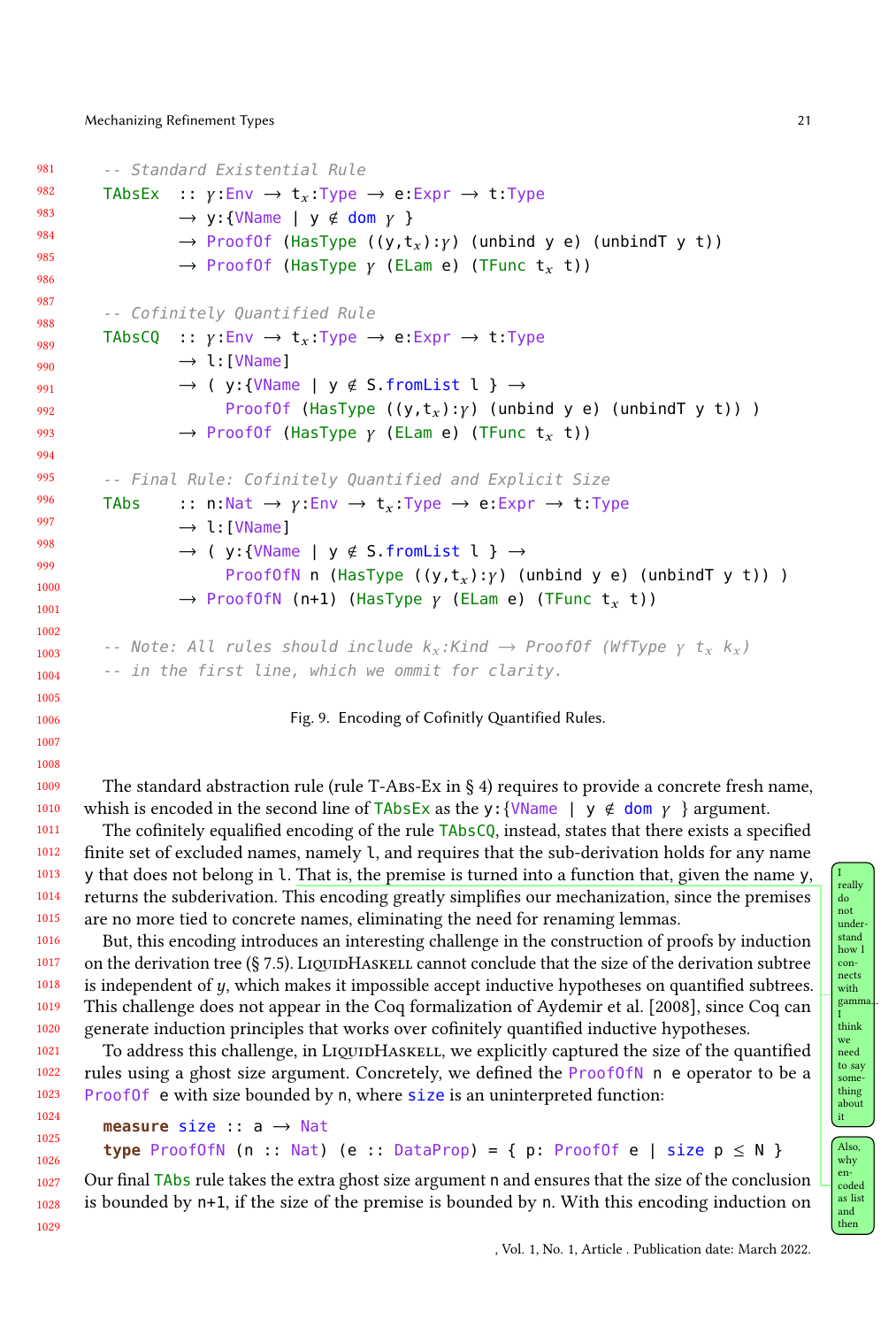```
-- Standard Existential Rule
TAbsEx  :: γ:Env → t_x:Type → e:Expr → t:Type
        → y:{VName | y ∉ dom γ }
        → ProofOf (HasType ((y,t_x):γ) (unbind y e) (unbindT y t))
        → ProofOf (HasType γ (ELam e) (TFunc t_x t))

-- Cofinitely Quantified Rule
TAbsCQ  :: γ:Env → t_x:Type → e:Expr → t:Type
        → l:[VName]
        → ( y:{VName | y ∉ S.fromList l } →
              ProofOf (HasType ((y,t_x):γ) (unbind y e) (unbindT y t)) )
        → ProofOf (HasType γ (ELam e) (TFunc t_x t))

-- Final Rule: Cofinitely Quantified and Explicit Size
TAbs    :: n:Nat → γ:Env → t_x:Type → e:Expr → t:Type
        → l:[VName]
        → ( y:{VName | y ∉ S.fromList l } →
              ProofOfN n (HasType ((y,t_x):γ) (unbind y e) (unbindT y t)) )
        → ProofOfN (n+1) (HasType γ (ELam e) (TFunc t_x t))

-- Note: All rules should include k_x:Kind → ProofOf (WfType γ t_x k_x)
-- in the first line, which we ommit for clarity.
```

Fig. 9. Encoding of Cofinitly Quantified Rules.

The standard abstraction rule (rule T-Abs-Ex in § 4) requires to provide a concrete fresh name, whish is encoded in the second line of `TAbsEx` as the `y:{VName | y ∉ dom γ }` argument.

The cofinitely equalified encoding of the rule `TAbsCQ`, instead, states that there exists a specified finite set of excluded names, namely `l`, and requires that the sub-derivation holds for any name `y` that does not belong in `l`. That is, the premise is turned into a function that, given the name `y`, returns the subderivation. This encoding greatly simplifies our mechanization, since the premises are no more tied to concrete names, eliminating the need for renaming lemmas.

But, this encoding introduces an interesting challenge in the construction of proofs by induction on the derivation tree (§ 7.5). LiquidHaskell cannot conclude that the size of the derivation subtree is independent of $y$, which makes it impossible accept inductive hypotheses on quantified subtrees. This challenge does not appear in the Coq formalization of Aydemir et al. [2008], since Coq can generate induction principles that works over cofinitely quantified inductive hypotheses.

To address this challenge, in LiquidHaskell, we explicitly captured the size of the quantified rules using a ghost size argument. Concretely, we defined the `ProofOfN n e` operator to be a `ProofOf e` with size bounded by `n`, where `size` is an uninterpreted function:

```
measure size :: a → Nat
type ProofOfN (n :: Nat) (e :: DataProp) = { p: ProofOf e | size p ≤ N }
```

Our final `TAbs` rule takes the extra ghost size argument `n` and ensures that the size of the conclusion is bounded by `n+1`, if the size of the premise is bounded by `n`. With this encoding induction on

I really do not understand how l connects with gamma... I think we need to say something about it

Also, why encoded as list and then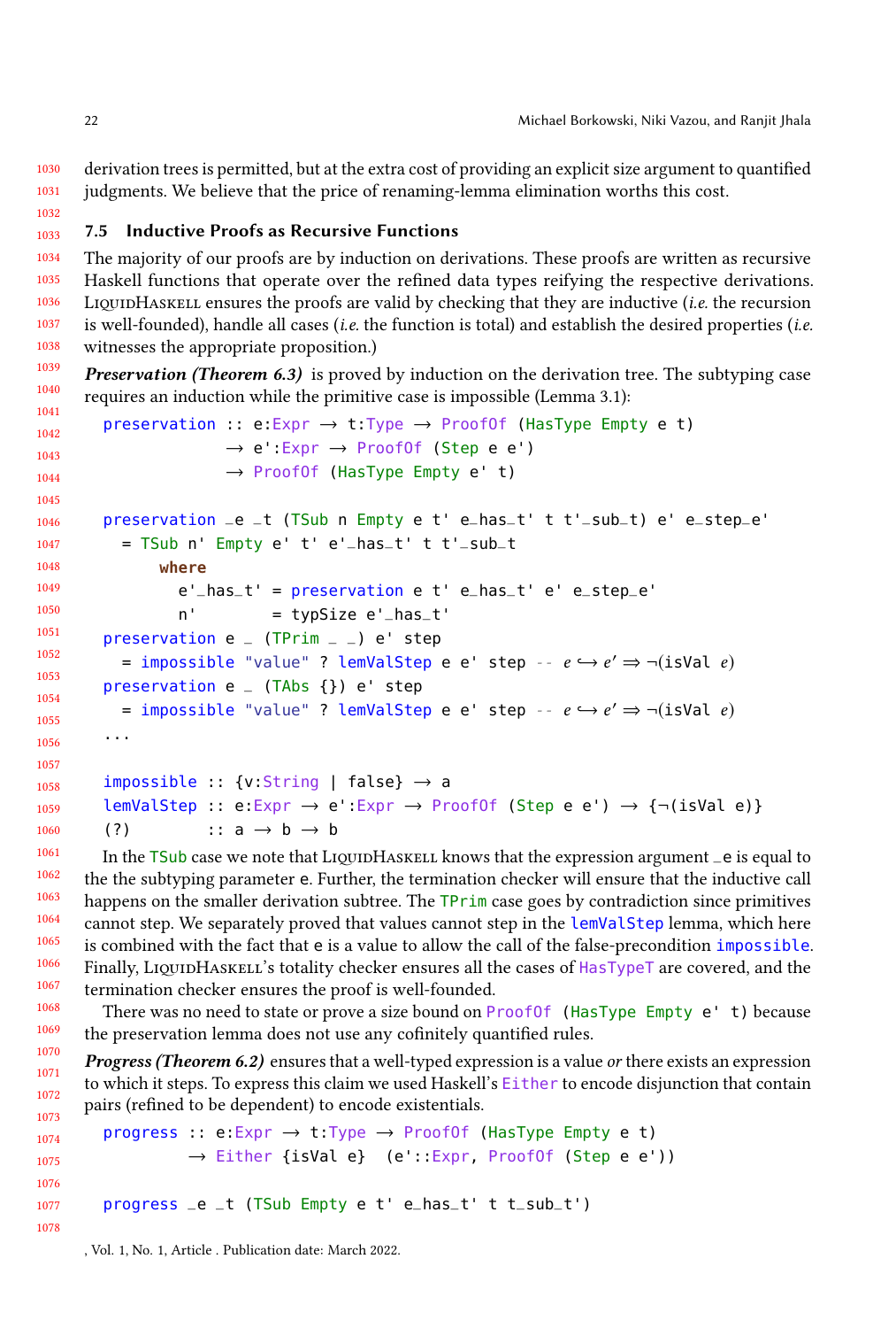derivation trees is permitted, but at the extra cost of providing an explicit size argument to quantified judgments. We believe that the price of renaming-lemma elimination worths this cost.

### 7.5 Inductive Proofs as Recursive Functions

The majority of our proofs are by induction on derivations. These proofs are written as recursive Haskell functions that operate over the refined data types reifying the respective derivations. LiquidHaskell ensures the proofs are valid by checking that they are inductive (*i.e.* the recursion is well-founded), handle all cases (*i.e.* the function is total) and establish the desired properties (*i.e.* witnesses the appropriate proposition.)

***Preservation (Theorem 6.3)*** is proved by induction on the derivation tree. The subtyping case requires an induction while the primitive case is impossible (Lemma 3.1):

```
preservation :: e:Expr → t:Type → ProofOf (HasType Empty e t)
             → e':Expr → ProofOf (Step e e')
             → ProofOf (HasType Empty e' t)

preservation _e _t (TSub n Empty e t' e_has_t' t t'_sub_t) e' e_step_e'
  = TSub n' Empty e' t' e'_has_t' t t'_sub_t
      where
        e'_has_t' = preservation e t' e_has_t' e' e_step_e'
        n'        = typSize e'_has_t'
preservation e _ (TPrim _ _) e' step
  = impossible "value" ? lemValStep e e' step -- e ↪ e' ⇒ ¬(isVal e)
preservation e _ (TAbs {}) e' step
  = impossible "value" ? lemValStep e e' step -- e ↪ e' ⇒ ¬(isVal e)
...

impossible :: {v:String | false} → a
lemValStep :: e:Expr → e':Expr → ProofOf (Step e e') → {¬(isVal e)}
(?)        :: a → b → b
```

In the TSub case we note that LiquidHaskell knows that the expression argument _e is equal to the the subtyping parameter e. Further, the termination checker will ensure that the inductive call happens on the smaller derivation subtree. The TPrim case goes by contradiction since primitives cannot step. We separately proved that values cannot step in the lemValStep lemma, which here is combined with the fact that e is a value to allow the call of the false-precondition impossible. Finally, LiquidHaskell's totality checker ensures all the cases of HasTypeT are covered, and the termination checker ensures the proof is well-founded.

There was no need to state or prove a size bound on ProofOf (HasType Empty e' t) because the preservation lemma does not use any cofinitely quantified rules.

***Progress (Theorem 6.2)*** ensures that a well-typed expression is a value *or* there exists an expression to which it steps. To express this claim we used Haskell's Either to encode disjunction that contain pairs (refined to be dependent) to encode existentials.

```
progress :: e:Expr → t:Type → ProofOf (HasType Empty e t)
         → Either {isVal e}  (e'::Expr, ProofOf (Step e e'))

progress _e _t (TSub Empty e t' e_has_t' t t_sub_t')
```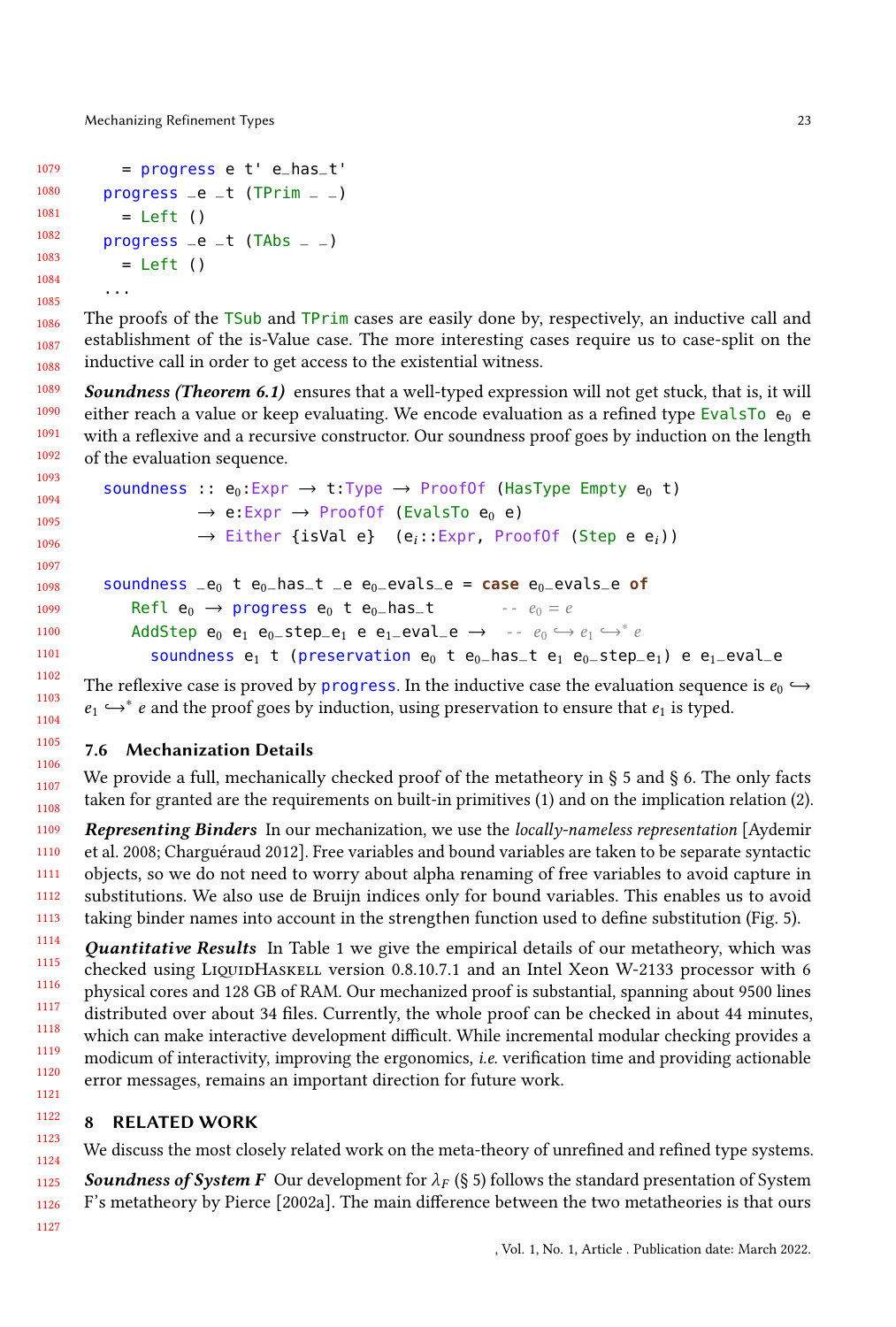```
    = progress e t' e_has_t'
  progress _e _t (TPrim _ _)
    = Left ()
  progress _e _t (TAbs _ _)
    = Left ()
  ...
```

The proofs of the TSub and TPrim cases are easily done by, respectively, an inductive call and establishment of the is-Value case. The more interesting cases require us to case-split on the inductive call in order to get access to the existential witness.

***Soundness (Theorem 6.1)*** ensures that a well-typed expression will not get stuck, that is, it will either reach a value or keep evaluating. We encode evaluation as a refined type `EvalsTo e₀ e` with a reflexive and a recursive constructor. Our soundness proof goes by induction on the length of the evaluation sequence.

```
soundness :: e₀:Expr → t:Type → ProofOf (HasType Empty e₀ t)
          → e:Expr → ProofOf (EvalsTo e₀ e)
          → Either {isVal e}  (eᵢ::Expr, ProofOf (Step e eᵢ))

soundness _e₀ t e₀_has_t _e e₀_evals_e = case e₀_evals_e of
   Refl e₀  → progress e₀ t e₀_has_t        -- e₀ = e
   AddStep e₀ e₁ e₀_step_e₁ e e₁_eval_e →   -- e₀ ↪ e₁ ↪* e
     soundness e₁ t (preservation e₀ t e₀_has_t e₁ e₀_step_e₁) e e₁_eval_e
```

The reflexive case is proved by `progress`. In the inductive case the evaluation sequence is $e_0 \hookrightarrow e_1 \hookrightarrow^* e$ and the proof goes by induction, using preservation to ensure that $e_1$ is typed.

### 7.6 Mechanization Details

We provide a full, mechanically checked proof of the metatheory in § 5 and § 6. The only facts taken for granted are the requirements on built-in primitives (1) and on the implication relation (2).

***Representing Binders*** In our mechanization, we use the *locally-nameless representation* [Aydemir et al. 2008; Charguéraud 2012]. Free variables and bound variables are taken to be separate syntactic objects, so we do not need to worry about alpha renaming of free variables to avoid capture in substitutions. We also use de Bruijn indices only for bound variables. This enables us to avoid taking binder names into account in the strengthen function used to define substitution (Fig. 5).

***Quantitative Results*** In Table 1 we give the empirical details of our metatheory, which was checked using LiquidHaskell version 0.8.10.7.1 and an Intel Xeon W-2133 processor with 6 physical cores and 128 GB of RAM. Our mechanized proof is substantial, spanning about 9500 lines distributed over about 34 files. Currently, the whole proof can be checked in about 44 minutes, which can make interactive development difficult. While incremental modular checking provides a modicum of interactivity, improving the ergonomics, *i.e.* verification time and providing actionable error messages, remains an important direction for future work.

## 8 RELATED WORK

We discuss the most closely related work on the meta-theory of unrefined and refined type systems.

***Soundness of System F*** Our development for $\lambda_F$ (§ 5) follows the standard presentation of System F's metatheory by Pierce [2002a]. The main difference between the two metatheories is that ours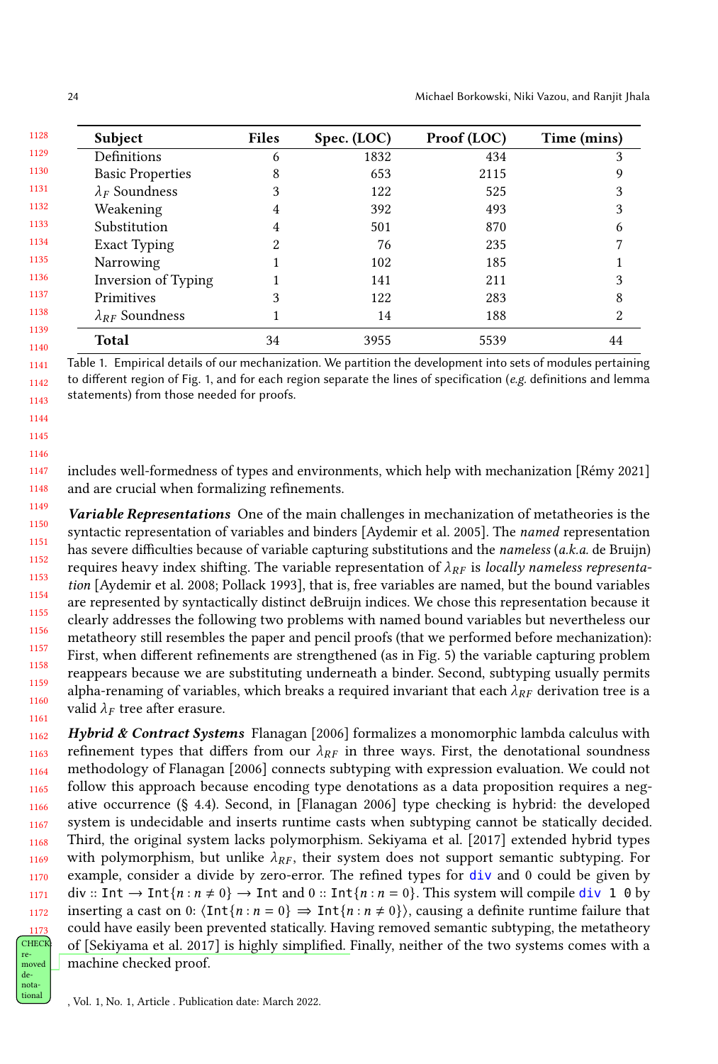| Subject | Files | Spec. (LOC) | Proof (LOC) | Time (mins) |
|---|---|---|---|---|
| Definitions | 6 | 1832 | 434 | 3 |
| Basic Properties | 8 | 653 | 2115 | 9 |
| $\lambda_F$ Soundness | 3 | 122 | 525 | 3 |
| Weakening | 4 | 392 | 493 | 3 |
| Substitution | 4 | 501 | 870 | 6 |
| Exact Typing | 2 | 76 | 235 | 7 |
| Narrowing | 1 | 102 | 185 | 1 |
| Inversion of Typing | 1 | 141 | 211 | 3 |
| Primitives | 3 | 122 | 283 | 8 |
| $\lambda_{RF}$ Soundness | 1 | 14 | 188 | 2 |
| **Total** | 34 | 3955 | 5539 | 44 |

Table 1. Empirical details of our mechanization. We partition the development into sets of modules pertaining to different region of Fig. 1, and for each region separate the lines of specification (*e.g.* definitions and lemma statements) from those needed for proofs.

includes well-formedness of types and environments, which help with mechanization [Rémy 2021] and are crucial when formalizing refinements.

***Variable Representations*** One of the main challenges in mechanization of metatheories is the syntactic representation of variables and binders [Aydemir et al. 2005]. The *named* representation has severe difficulties because of variable capturing substitutions and the *nameless* (*a.k.a.* de Bruijn) requires heavy index shifting. The variable representation of $\lambda_{RF}$ is *locally nameless representation* [Aydemir et al. 2008; Pollack 1993], that is, free variables are named, but the bound variables are represented by syntactically distinct deBruijn indices. We chose this representation because it clearly addresses the following two problems with named bound variables but nevertheless our metatheory still resembles the paper and pencil proofs (that we performed before mechanization): First, when different refinements are strengthened (as in Fig. 5) the variable capturing problem reappears because we are substituting underneath a binder. Second, subtyping usually permits alpha-renaming of variables, which breaks a required invariant that each $\lambda_{RF}$ derivation tree is a valid $\lambda_F$ tree after erasure.

***Hybrid & Contract Systems*** Flanagan [2006] formalizes a monomorphic lambda calculus with refinement types that differs from our $\lambda_{RF}$ in three ways. First, the denotational soundness methodology of Flanagan [2006] connects subtyping with expression evaluation. We could not follow this approach because encoding type denotations as a data proposition requires a negative occurrence (§ 4.4). Second, in [Flanagan 2006] type checking is hybrid: the developed system is undecidable and inserts runtime casts when subtyping cannot be statically decided. Third, the original system lacks polymorphism. Sekiyama et al. [2017] extended hybrid types with polymorphism, but unlike $\lambda_{RF}$, their system does not support semantic subtyping. For example, consider a divide by zero-error. The refined types for `div` and 0 could be given by $\texttt{div} :: \texttt{Int} \to \texttt{Int}\{n : n \neq 0\} \to \texttt{Int}$ and $0 :: \texttt{Int}\{n : n = 0\}$. This system will compile `div 1 0` by inserting a cast on 0: $\langle \texttt{Int}\{n : n = 0\} \Rightarrow \texttt{Int}\{n : n \neq 0\}\rangle$, causing a definite runtime failure that could have easily been prevented statically. Having removed semantic subtyping, the metatheory of [Sekiyama et al. 2017] is highly simplified. Finally, neither of the two systems comes with a machine checked proof.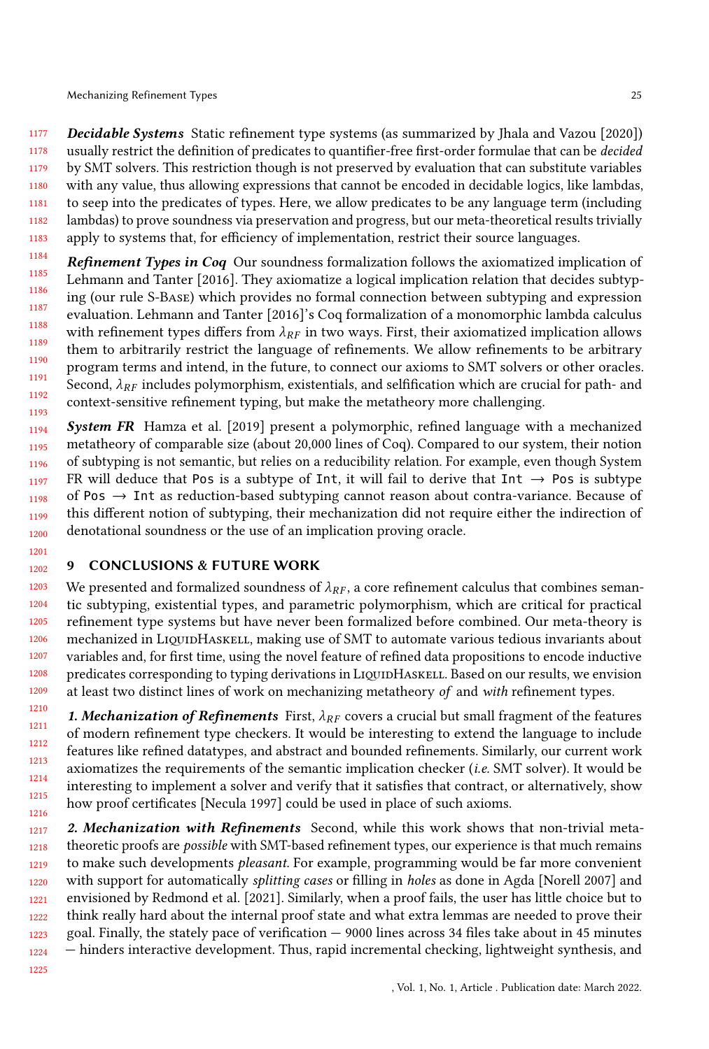***Decidable Systems*** Static refinement type systems (as summarized by Jhala and Vazou [2020]) usually restrict the definition of predicates to quantifier-free first-order formulae that can be *decided* by SMT solvers. This restriction though is not preserved by evaluation that can substitute variables with any value, thus allowing expressions that cannot be encoded in decidable logics, like lambdas, to seep into the predicates of types. Here, we allow predicates to be any language term (including lambdas) to prove soundness via preservation and progress, but our meta-theoretical results trivially apply to systems that, for efficiency of implementation, restrict their source languages.

***Refinement Types in Coq*** Our soundness formalization follows the axiomatized implication of Lehmann and Tanter [2016]. They axiomatize a logical implication relation that decides subtyping (our rule S-Base) which provides no formal connection between subtyping and expression evaluation. Lehmann and Tanter [2016]'s Coq formalization of a monomorphic lambda calculus with refinement types differs from $\lambda_{RF}$ in two ways. First, their axiomatized implication allows them to arbitrarily restrict the language of refinements. We allow refinements to be arbitrary program terms and intend, in the future, to connect our axioms to SMT solvers or other oracles. Second, $\lambda_{RF}$ includes polymorphism, existentials, and selfification which are crucial for path- and context-sensitive refinement typing, but make the metatheory more challenging.

***System FR*** Hamza et al. [2019] present a polymorphic, refined language with a mechanized metatheory of comparable size (about 20,000 lines of Coq). Compared to our system, their notion of subtyping is not semantic, but relies on a reducibility relation. For example, even though System FR will deduce that `Pos` is a subtype of `Int`, it will fail to derive that `Int → Pos` is subtype of `Pos → Int` as reduction-based subtyping cannot reason about contra-variance. Because of this different notion of subtyping, their mechanization did not require either the indirection of denotational soundness or the use of an implication proving oracle.

## 9 CONCLUSIONS & FUTURE WORK

We presented and formalized soundness of $\lambda_{RF}$, a core refinement calculus that combines semantic subtyping, existential types, and parametric polymorphism, which are critical for practical refinement type systems but have never been formalized before combined. Our meta-theory is mechanized in LiquidHaskell, making use of SMT to automate various tedious invariants about variables and, for first time, using the novel feature of refined data propositions to encode inductive predicates corresponding to typing derivations in LiquidHaskell. Based on our results, we envision at least two distinct lines of work on mechanizing metatheory *of* and *with* refinement types.

***1. Mechanization of Refinements*** First, $\lambda_{RF}$ covers a crucial but small fragment of the features of modern refinement type checkers. It would be interesting to extend the language to include features like refined datatypes, and abstract and bounded refinements. Similarly, our current work axiomatizes the requirements of the semantic implication checker (*i.e.* SMT solver). It would be interesting to implement a solver and verify that it satisfies that contract, or alternatively, show how proof certificates [Necula 1997] could be used in place of such axioms.

***2. Mechanization with Refinements*** Second, while this work shows that non-trivial meta-theoretic proofs are *possible* with SMT-based refinement types, our experience is that much remains to make such developments *pleasant*. For example, programming would be far more convenient with support for automatically *splitting cases* or filling in *holes* as done in Agda [Norell 2007] and envisioned by Redmond et al. [2021]. Similarly, when a proof fails, the user has little choice but to think really hard about the internal proof state and what extra lemmas are needed to prove their goal. Finally, the stately pace of verification — 9000 lines across 34 files take about in 45 minutes — hinders interactive development. Thus, rapid incremental checking, lightweight synthesis, and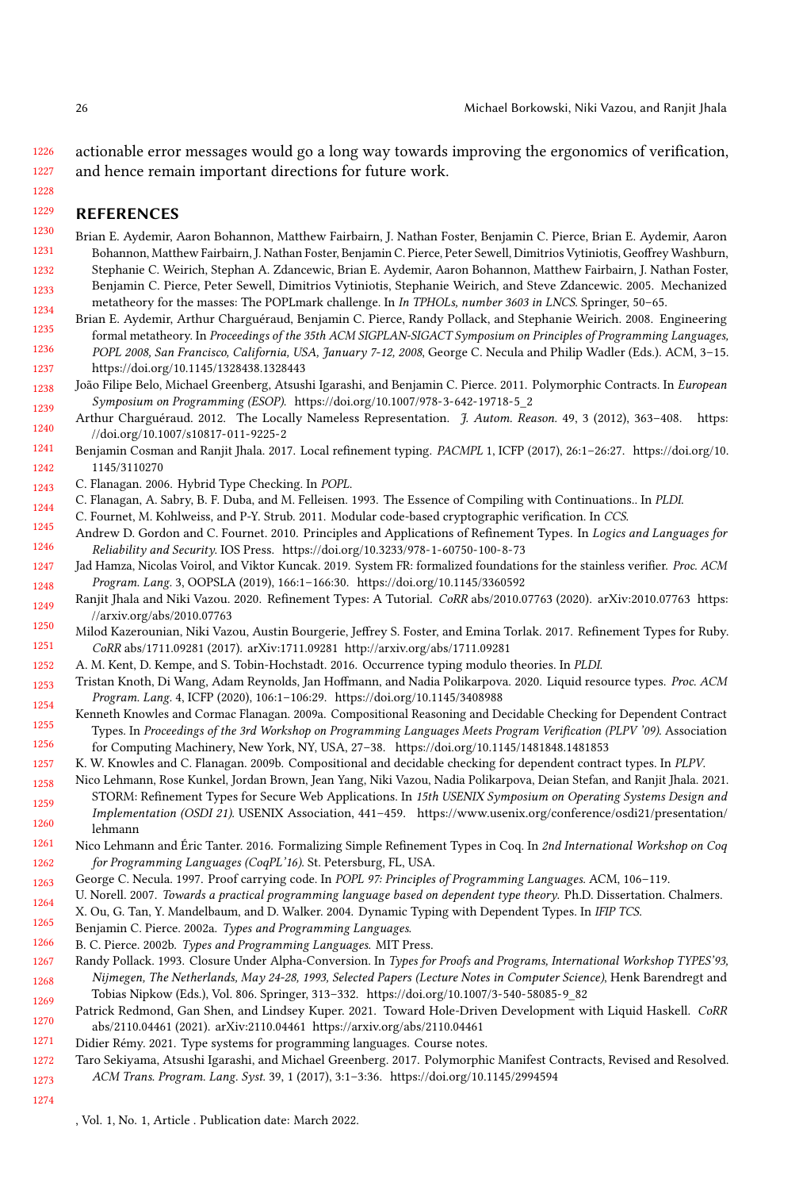actionable error messages would go a long way towards improving the ergonomics of verification, and hence remain important directions for future work.

## REFERENCES

Brian E. Aydemir, Aaron Bohannon, Matthew Fairbairn, J. Nathan Foster, Benjamin C. Pierce, Brian E. Aydemir, Aaron Bohannon, Matthew Fairbairn, J. Nathan Foster, Benjamin C. Pierce, Peter Sewell, Dimitrios Vytiniotis, Geoffrey Washburn, Stephanie C. Weirich, Stephan A. Zdancewic, Brian E. Aydemir, Aaron Bohannon, Matthew Fairbairn, J. Nathan Foster, Benjamin C. Pierce, Peter Sewell, Dimitrios Vytiniotis, Stephanie Weirich, and Steve Zdancewic. 2005. Mechanized metatheory for the masses: The POPLmark challenge. In *In TPHOLs, number 3603 in LNCS*. Springer, 50–65.

Brian E. Aydemir, Arthur Charguéraud, Benjamin C. Pierce, Randy Pollack, and Stephanie Weirich. 2008. Engineering formal metatheory. In *Proceedings of the 35th ACM SIGPLAN-SIGACT Symposium on Principles of Programming Languages, POPL 2008, San Francisco, California, USA, January 7-12, 2008*, George C. Necula and Philip Wadler (Eds.). ACM, 3–15. https://doi.org/10.1145/1328438.1328443

João Filipe Belo, Michael Greenberg, Atsushi Igarashi, and Benjamin C. Pierce. 2011. Polymorphic Contracts. In *European Symposium on Programming (ESOP)*. https://doi.org/10.1007/978-3-642-19718-5_2

Arthur Charguéraud. 2012. The Locally Nameless Representation. *J. Autom. Reason.* 49, 3 (2012), 363–408. https://doi.org/10.1007/s10817-011-9225-2

Benjamin Cosman and Ranjit Jhala. 2017. Local refinement typing. *PACMPL* 1, ICFP (2017), 26:1–26:27. https://doi.org/10.1145/3110270

C. Flanagan. 2006. Hybrid Type Checking. In *POPL*.

C. Flanagan, A. Sabry, B. F. Duba, and M. Felleisen. 1993. The Essence of Compiling with Continuations.. In *PLDI*.

C. Fournet, M. Kohlweiss, and P-Y. Strub. 2011. Modular code-based cryptographic verification. In *CCS*.

Andrew D. Gordon and C. Fournet. 2010. Principles and Applications of Refinement Types. In *Logics and Languages for Reliability and Security*. IOS Press. https://doi.org/10.3233/978-1-60750-100-8-73

Jad Hamza, Nicolas Voirol, and Viktor Kuncak. 2019. System FR: formalized foundations for the stainless verifier. *Proc. ACM Program. Lang.* 3, OOPSLA (2019), 166:1–166:30. https://doi.org/10.1145/3360592

Ranjit Jhala and Niki Vazou. 2020. Refinement Types: A Tutorial. *CoRR* abs/2010.07763 (2020). arXiv:2010.07763 https://arxiv.org/abs/2010.07763

Milod Kazerounian, Niki Vazou, Austin Bourgerie, Jeffrey S. Foster, and Emina Torlak. 2017. Refinement Types for Ruby. *CoRR* abs/1711.09281 (2017). arXiv:1711.09281 http://arxiv.org/abs/1711.09281

A. M. Kent, D. Kempe, and S. Tobin-Hochstadt. 2016. Occurrence typing modulo theories. In *PLDI*.

Tristan Knoth, Di Wang, Adam Reynolds, Jan Hoffmann, and Nadia Polikarpova. 2020. Liquid resource types. *Proc. ACM Program. Lang.* 4, ICFP (2020), 106:1–106:29. https://doi.org/10.1145/3408988

Kenneth Knowles and Cormac Flanagan. 2009a. Compositional Reasoning and Decidable Checking for Dependent Contract Types. In *Proceedings of the 3rd Workshop on Programming Languages Meets Program Verification (PLPV '09)*. Association for Computing Machinery, New York, NY, USA, 27–38. https://doi.org/10.1145/1481848.1481853

K. W. Knowles and C. Flanagan. 2009b. Compositional and decidable checking for dependent contract types. In *PLPV*.

Nico Lehmann, Rose Kunkel, Jordan Brown, Jean Yang, Niki Vazou, Nadia Polikarpova, Deian Stefan, and Ranjit Jhala. 2021. STORM: Refinement Types for Secure Web Applications. In *15th USENIX Symposium on Operating Systems Design and Implementation (OSDI 21)*. USENIX Association, 441–459. https://www.usenix.org/conference/osdi21/presentation/lehmann

Nico Lehmann and Éric Tanter. 2016. Formalizing Simple Refinement Types in Coq. In *2nd International Workshop on Coq for Programming Languages (CoqPL'16)*. St. Petersburg, FL, USA.

George C. Necula. 1997. Proof carrying code. In *POPL 97: Principles of Programming Languages*. ACM, 106–119.

U. Norell. 2007. *Towards a practical programming language based on dependent type theory*. Ph.D. Dissertation. Chalmers.

X. Ou, G. Tan, Y. Mandelbaum, and D. Walker. 2004. Dynamic Typing with Dependent Types. In *IFIP TCS*.

Benjamin C. Pierce. 2002a. *Types and Programming Languages*.

B. C. Pierce. 2002b. *Types and Programming Languages*. MIT Press.

Randy Pollack. 1993. Closure Under Alpha-Conversion. In *Types for Proofs and Programs, International Workshop TYPES'93, Nijmegen, The Netherlands, May 24-28, 1993, Selected Papers (Lecture Notes in Computer Science)*, Henk Barendregt and Tobias Nipkow (Eds.), Vol. 806. Springer, 313–332. https://doi.org/10.1007/3-540-58085-9_82

Patrick Redmond, Gan Shen, and Lindsey Kuper. 2021. Toward Hole-Driven Development with Liquid Haskell. *CoRR* abs/2110.04461 (2021). arXiv:2110.04461 https://arxiv.org/abs/2110.04461

Didier Rémy. 2021. Type systems for programming languages. Course notes.

Taro Sekiyama, Atsushi Igarashi, and Michael Greenberg. 2017. Polymorphic Manifest Contracts, Revised and Resolved. *ACM Trans. Program. Lang. Syst.* 39, 1 (2017), 3:1–3:36. https://doi.org/10.1145/2994594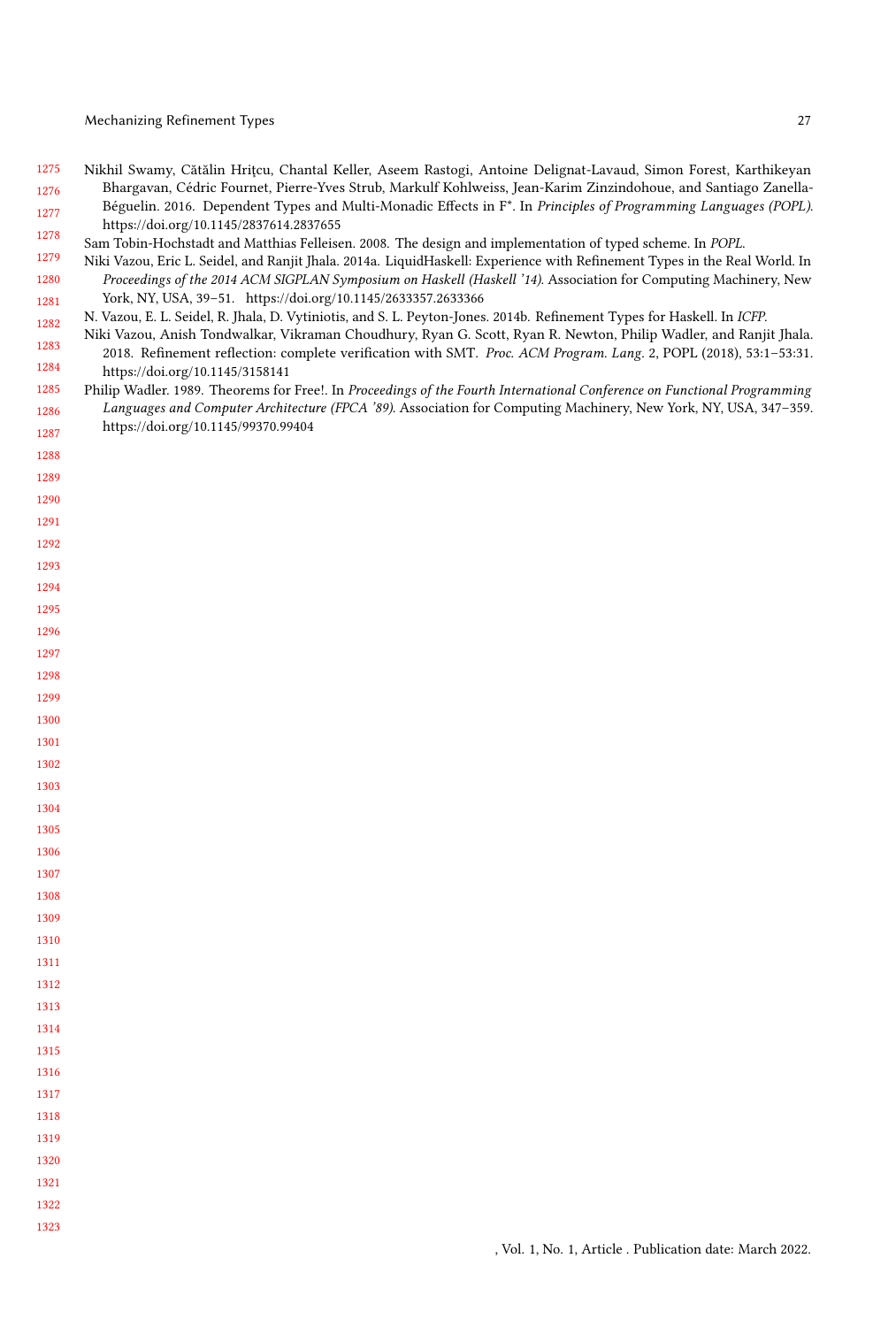Nikhil Swamy, Cătălin Hriţcu, Chantal Keller, Aseem Rastogi, Antoine Delignat-Lavaud, Simon Forest, Karthikeyan Bhargavan, Cédric Fournet, Pierre-Yves Strub, Markulf Kohlweiss, Jean-Karim Zinzindohoue, and Santiago Zanella-Béguelin. 2016. Dependent Types and Multi-Monadic Effects in F*. In *Principles of Programming Languages (POPL)*. https://doi.org/10.1145/2837614.2837655

Sam Tobin-Hochstadt and Matthias Felleisen. 2008. The design and implementation of typed scheme. In *POPL*.

Niki Vazou, Eric L. Seidel, and Ranjit Jhala. 2014a. LiquidHaskell: Experience with Refinement Types in the Real World. In *Proceedings of the 2014 ACM SIGPLAN Symposium on Haskell (Haskell '14)*. Association for Computing Machinery, New York, NY, USA, 39–51. https://doi.org/10.1145/2633357.2633366

N. Vazou, E. L. Seidel, R. Jhala, D. Vytiniotis, and S. L. Peyton-Jones. 2014b. Refinement Types for Haskell. In *ICFP*.

Niki Vazou, Anish Tondwalkar, Vikraman Choudhury, Ryan G. Scott, Ryan R. Newton, Philip Wadler, and Ranjit Jhala. 2018. Refinement reflection: complete verification with SMT. *Proc. ACM Program. Lang.* 2, POPL (2018), 53:1–53:31. https://doi.org/10.1145/3158141

Philip Wadler. 1989. Theorems for Free!. In *Proceedings of the Fourth International Conference on Functional Programming Languages and Computer Architecture (FPCA '89)*. Association for Computing Machinery, New York, NY, USA, 347–359. https://doi.org/10.1145/99370.99404